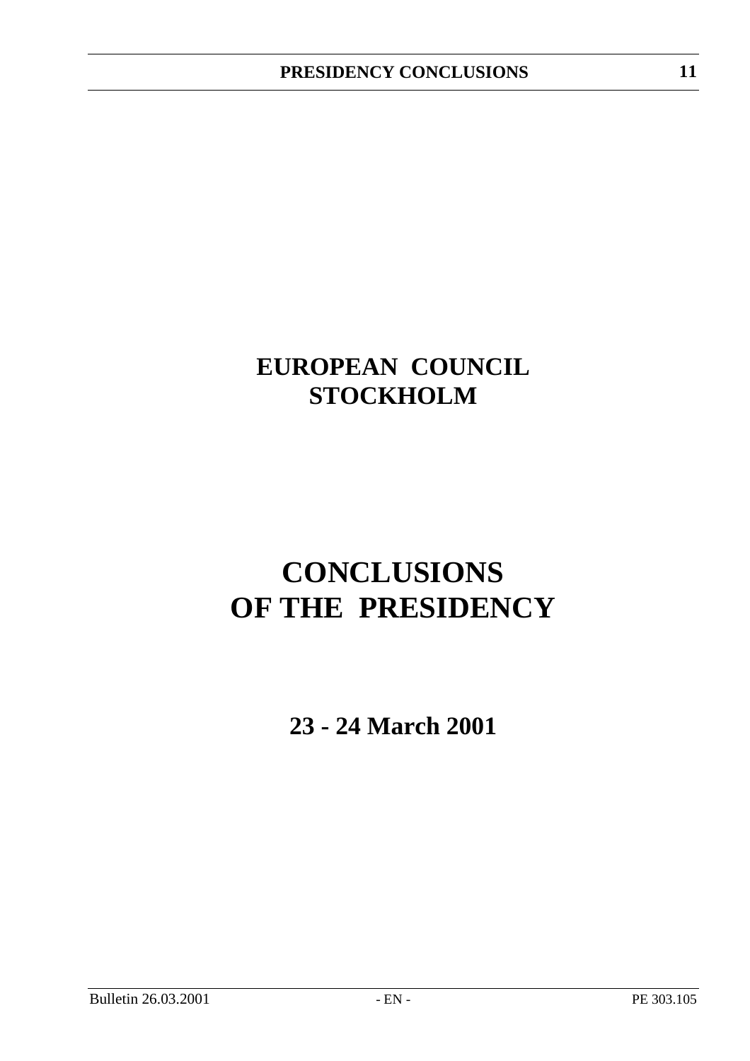# EUROPEAN COUNCIL
# STOCKHOLM

# CONCLUSIONS
# OF THE PRESIDENCY

## 23 - 24 March 2001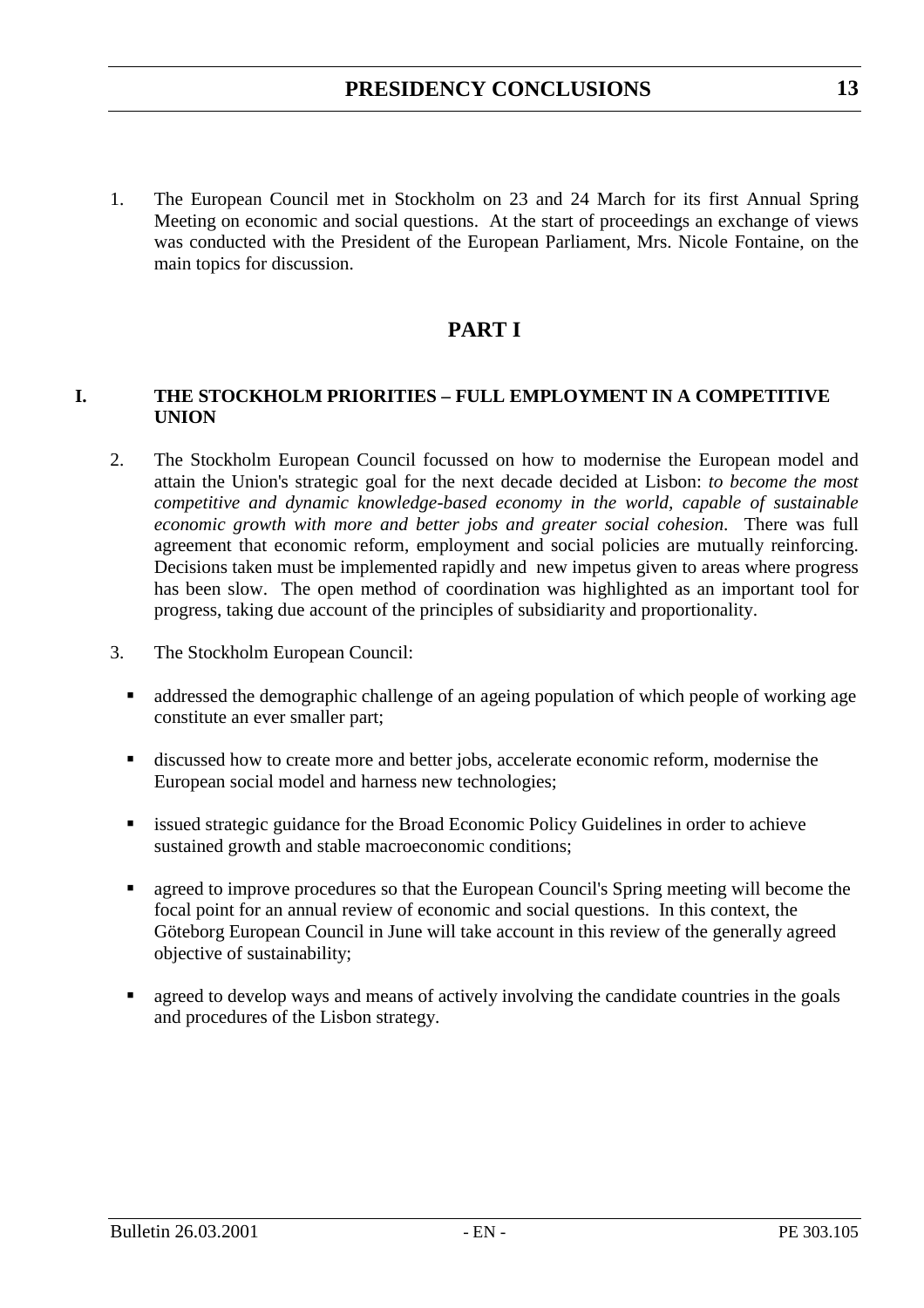1. The European Council met in Stockholm on 23 and 24 March for its first Annual Spring Meeting on economic and social questions. At the start of proceedings an exchange of views was conducted with the President of the European Parliament, Mrs. Nicole Fontaine, on the main topics for discussion.

# PART I

## I. THE STOCKHOLM PRIORITIES – FULL EMPLOYMENT IN A COMPETITIVE UNION

2. The Stockholm European Council focussed on how to modernise the European model and attain the Union's strategic goal for the next decade decided at Lisbon: *to become the most competitive and dynamic knowledge-based economy in the world, capable of sustainable economic growth with more and better jobs and greater social cohesion.* There was full agreement that economic reform, employment and social policies are mutually reinforcing. Decisions taken must be implemented rapidly and new impetus given to areas where progress has been slow. The open method of coordination was highlighted as an important tool for progress, taking due account of the principles of subsidiarity and proportionality.

3. The Stockholm European Council:

   - addressed the demographic challenge of an ageing population of which people of working age constitute an ever smaller part;
   - discussed how to create more and better jobs, accelerate economic reform, modernise the European social model and harness new technologies;
   - issued strategic guidance for the Broad Economic Policy Guidelines in order to achieve sustained growth and stable macroeconomic conditions;
   - agreed to improve procedures so that the European Council's Spring meeting will become the focal point for an annual review of economic and social questions. In this context, the Göteborg European Council in June will take account in this review of the generally agreed objective of sustainability;
   - agreed to develop ways and means of actively involving the candidate countries in the goals and procedures of the Lisbon strategy.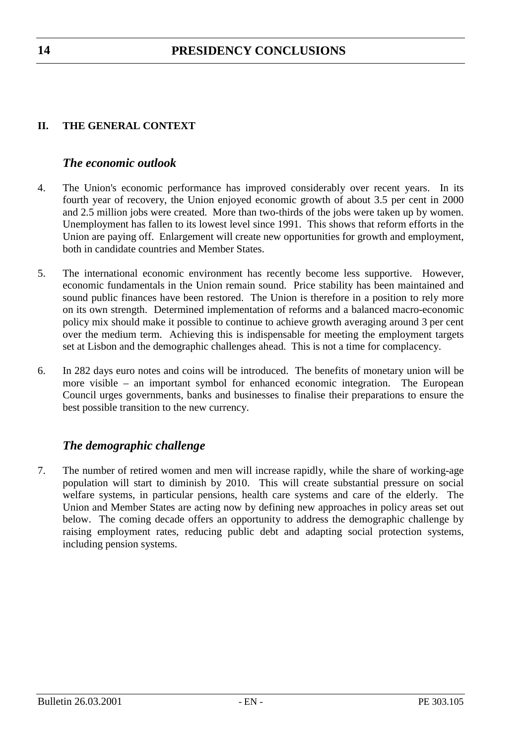## II. THE GENERAL CONTEXT

### *The economic outlook*

4. The Union's economic performance has improved considerably over recent years. In its fourth year of recovery, the Union enjoyed economic growth of about 3.5 per cent in 2000 and 2.5 million jobs were created. More than two-thirds of the jobs were taken up by women. Unemployment has fallen to its lowest level since 1991. This shows that reform efforts in the Union are paying off. Enlargement will create new opportunities for growth and employment, both in candidate countries and Member States.

5. The international economic environment has recently become less supportive. However, economic fundamentals in the Union remain sound. Price stability has been maintained and sound public finances have been restored. The Union is therefore in a position to rely more on its own strength. Determined implementation of reforms and a balanced macro-economic policy mix should make it possible to continue to achieve growth averaging around 3 per cent over the medium term. Achieving this is indispensable for meeting the employment targets set at Lisbon and the demographic challenges ahead. This is not a time for complacency.

6. In 282 days euro notes and coins will be introduced. The benefits of monetary union will be more visible – an important symbol for enhanced economic integration. The European Council urges governments, banks and businesses to finalise their preparations to ensure the best possible transition to the new currency.

### *The demographic challenge*

7. The number of retired women and men will increase rapidly, while the share of working-age population will start to diminish by 2010. This will create substantial pressure on social welfare systems, in particular pensions, health care systems and care of the elderly. The Union and Member States are acting now by defining new approaches in policy areas set out below. The coming decade offers an opportunity to address the demographic challenge by raising employment rates, reducing public debt and adapting social protection systems, including pension systems.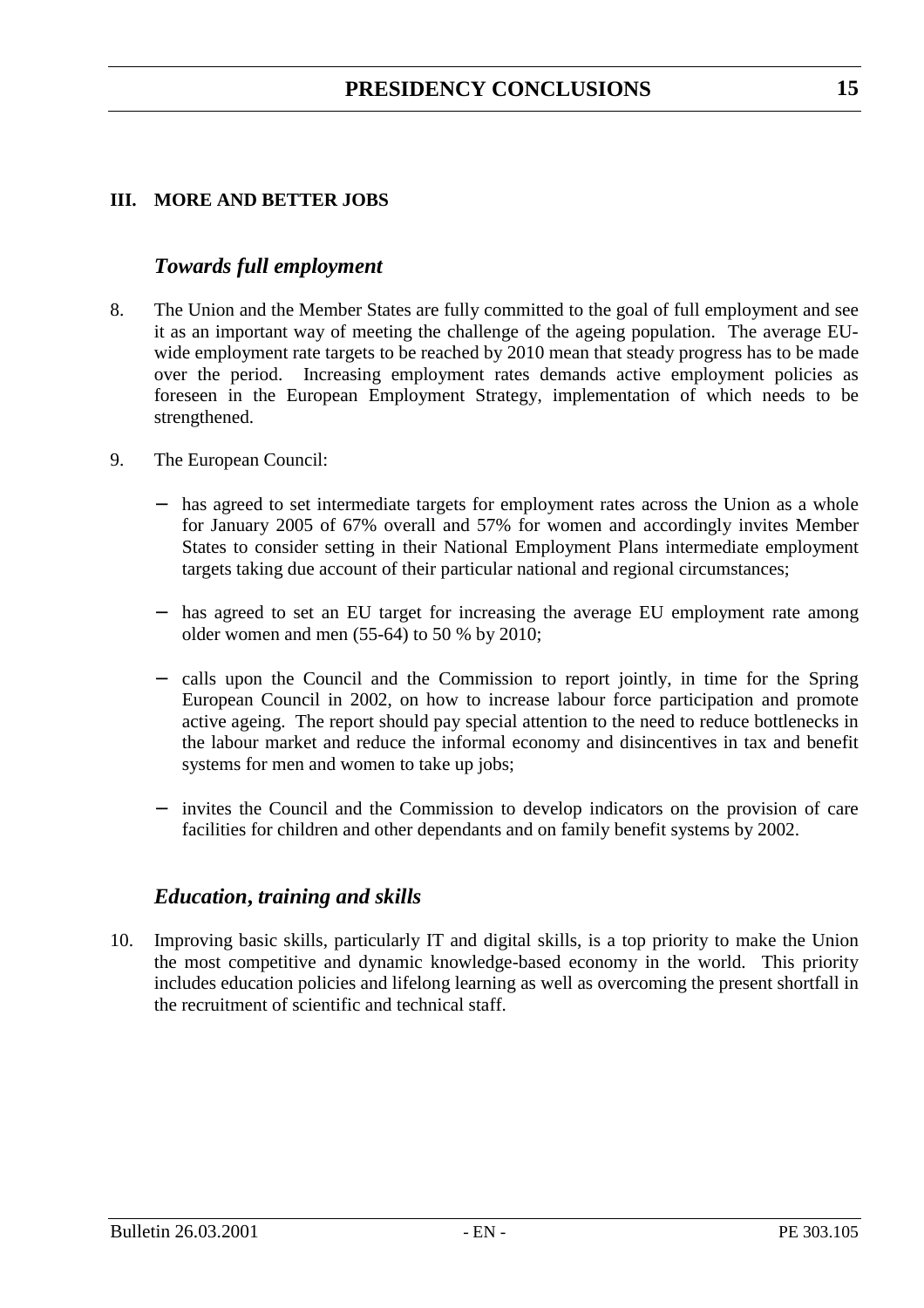## III. MORE AND BETTER JOBS

### *Towards full employment*

8. The Union and the Member States are fully committed to the goal of full employment and see it as an important way of meeting the challenge of the ageing population. The average EU-wide employment rate targets to be reached by 2010 mean that steady progress has to be made over the period. Increasing employment rates demands active employment policies as foreseen in the European Employment Strategy, implementation of which needs to be strengthened.

9. The European Council:

   - has agreed to set intermediate targets for employment rates across the Union as a whole for January 2005 of 67% overall and 57% for women and accordingly invites Member States to consider setting in their National Employment Plans intermediate employment targets taking due account of their particular national and regional circumstances;

   - has agreed to set an EU target for increasing the average EU employment rate among older women and men (55-64) to 50 % by 2010;

   - calls upon the Council and the Commission to report jointly, in time for the Spring European Council in 2002, on how to increase labour force participation and promote active ageing. The report should pay special attention to the need to reduce bottlenecks in the labour market and reduce the informal economy and disincentives in tax and benefit systems for men and women to take up jobs;

   - invites the Council and the Commission to develop indicators on the provision of care facilities for children and other dependants and on family benefit systems by 2002.

### *Education, training and skills*

10. Improving basic skills, particularly IT and digital skills, is a top priority to make the Union the most competitive and dynamic knowledge-based economy in the world. This priority includes education policies and lifelong learning as well as overcoming the present shortfall in the recruitment of scientific and technical staff.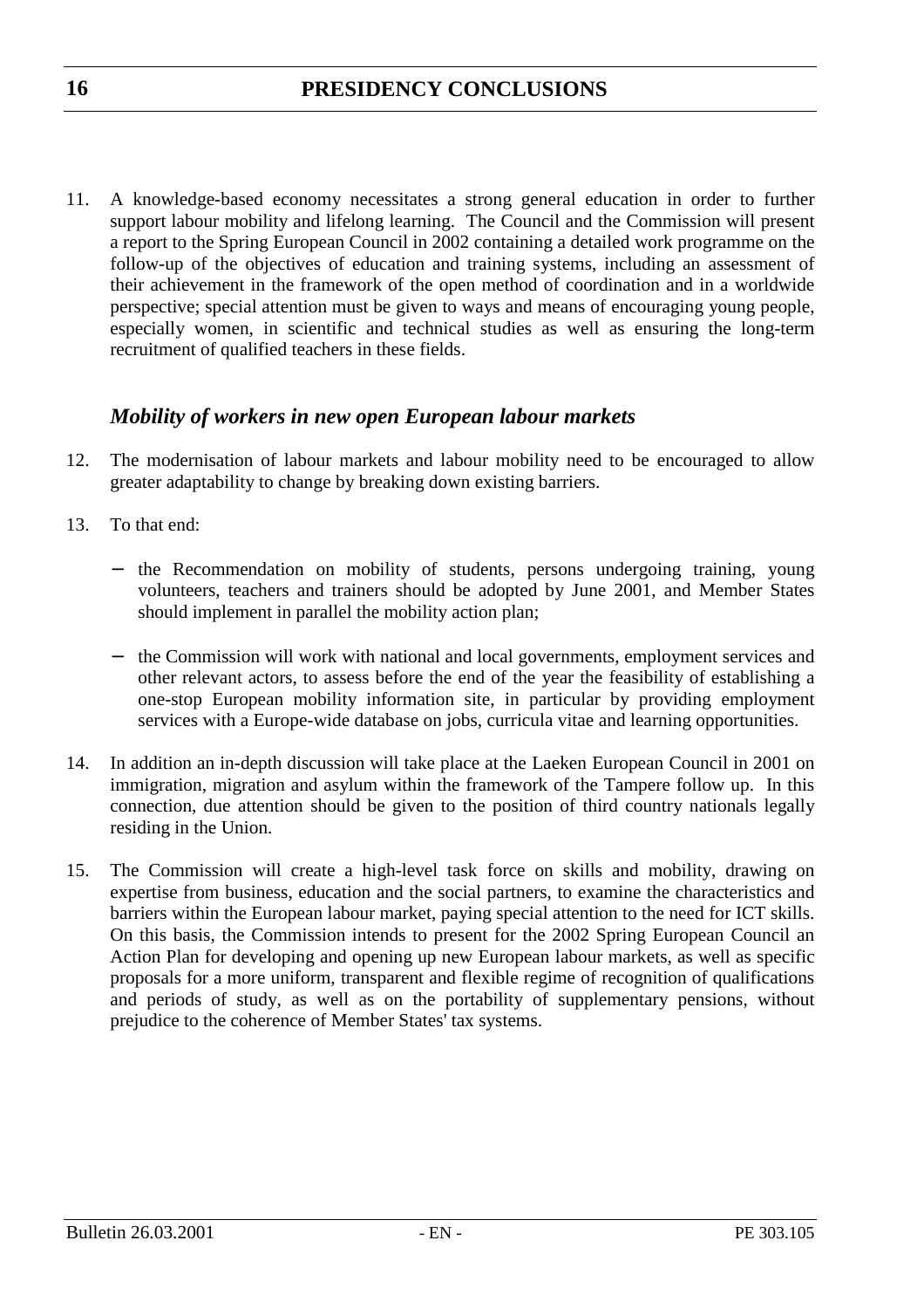11. A knowledge-based economy necessitates a strong general education in order to further support labour mobility and lifelong learning. The Council and the Commission will present a report to the Spring European Council in 2002 containing a detailed work programme on the follow-up of the objectives of education and training systems, including an assessment of their achievement in the framework of the open method of coordination and in a worldwide perspective; special attention must be given to ways and means of encouraging young people, especially women, in scientific and technical studies as well as ensuring the long-term recruitment of qualified teachers in these fields.

### *Mobility of workers in new open European labour markets*

12. The modernisation of labour markets and labour mobility need to be encouraged to allow greater adaptability to change by breaking down existing barriers.

13. To that end:

    - the Recommendation on mobility of students, persons undergoing training, young volunteers, teachers and trainers should be adopted by June 2001, and Member States should implement in parallel the mobility action plan;

    - the Commission will work with national and local governments, employment services and other relevant actors, to assess before the end of the year the feasibility of establishing a one-stop European mobility information site, in particular by providing employment services with a Europe-wide database on jobs, curricula vitae and learning opportunities.

14. In addition an in-depth discussion will take place at the Laeken European Council in 2001 on immigration, migration and asylum within the framework of the Tampere follow up. In this connection, due attention should be given to the position of third country nationals legally residing in the Union.

15. The Commission will create a high-level task force on skills and mobility, drawing on expertise from business, education and the social partners, to examine the characteristics and barriers within the European labour market, paying special attention to the need for ICT skills. On this basis, the Commission intends to present for the 2002 Spring European Council an Action Plan for developing and opening up new European labour markets, as well as specific proposals for a more uniform, transparent and flexible regime of recognition of qualifications and periods of study, as well as on the portability of supplementary pensions, without prejudice to the coherence of Member States' tax systems.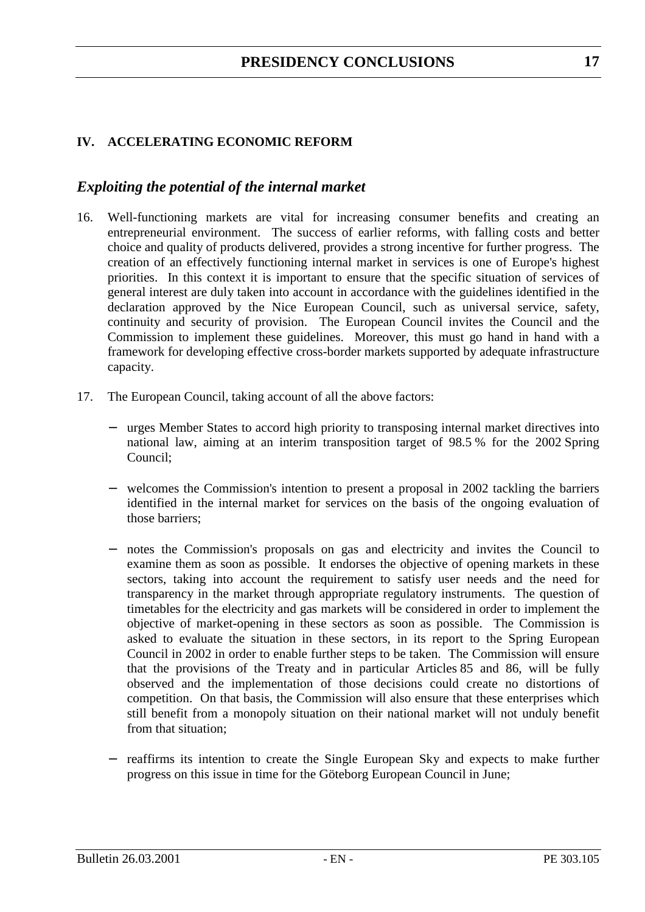## IV. ACCELERATING ECONOMIC REFORM

### *Exploiting the potential of the internal market*

16. Well-functioning markets are vital for increasing consumer benefits and creating an entrepreneurial environment. The success of earlier reforms, with falling costs and better choice and quality of products delivered, provides a strong incentive for further progress. The creation of an effectively functioning internal market in services is one of Europe's highest priorities. In this context it is important to ensure that the specific situation of services of general interest are duly taken into account in accordance with the guidelines identified in the declaration approved by the Nice European Council, such as universal service, safety, continuity and security of provision. The European Council invites the Council and the Commission to implement these guidelines. Moreover, this must go hand in hand with a framework for developing effective cross-border markets supported by adequate infrastructure capacity.

17. The European Council, taking account of all the above factors:

    - urges Member States to accord high priority to transposing internal market directives into national law, aiming at an interim transposition target of 98.5 % for the 2002 Spring Council;

    - welcomes the Commission's intention to present a proposal in 2002 tackling the barriers identified in the internal market for services on the basis of the ongoing evaluation of those barriers;

    - notes the Commission's proposals on gas and electricity and invites the Council to examine them as soon as possible. It endorses the objective of opening markets in these sectors, taking into account the requirement to satisfy user needs and the need for transparency in the market through appropriate regulatory instruments. The question of timetables for the electricity and gas markets will be considered in order to implement the objective of market-opening in these sectors as soon as possible. The Commission is asked to evaluate the situation in these sectors, in its report to the Spring European Council in 2002 in order to enable further steps to be taken. The Commission will ensure that the provisions of the Treaty and in particular Articles 85 and 86, will be fully observed and the implementation of those decisions could create no distortions of competition. On that basis, the Commission will also ensure that these enterprises which still benefit from a monopoly situation on their national market will not unduly benefit from that situation;

    - reaffirms its intention to create the Single European Sky and expects to make further progress on this issue in time for the Göteborg European Council in June;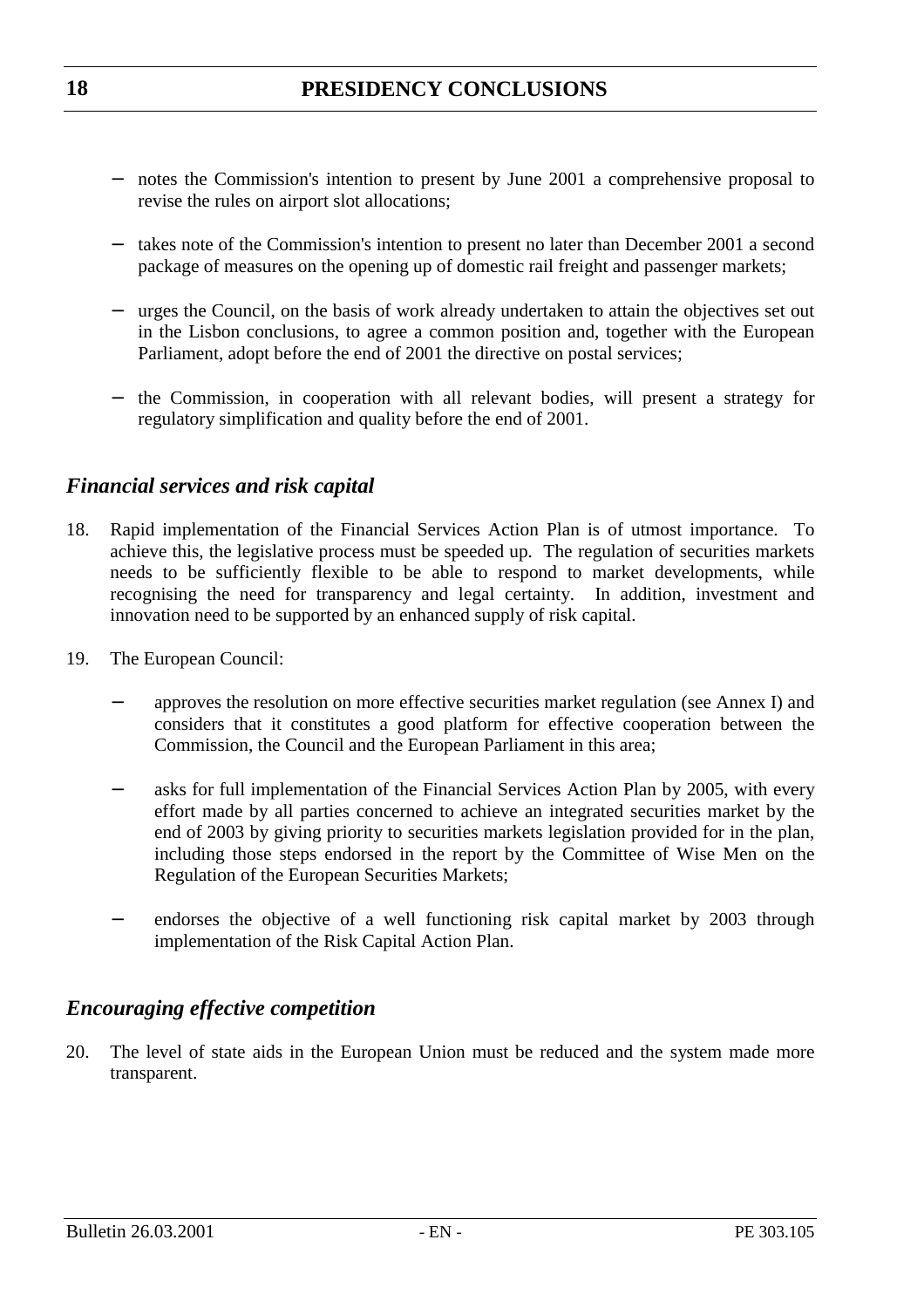- notes the Commission's intention to present by June 2001 a comprehensive proposal to revise the rules on airport slot allocations;

- takes note of the Commission's intention to present no later than December 2001 a second package of measures on the opening up of domestic rail freight and passenger markets;

- urges the Council, on the basis of work already undertaken to attain the objectives set out in the Lisbon conclusions, to agree a common position and, together with the European Parliament, adopt before the end of 2001 the directive on postal services;

- the Commission, in cooperation with all relevant bodies, will present a strategy for regulatory simplification and quality before the end of 2001.

## *Financial services and risk capital*

18. Rapid implementation of the Financial Services Action Plan is of utmost importance. To achieve this, the legislative process must be speeded up. The regulation of securities markets needs to be sufficiently flexible to be able to respond to market developments, while recognising the need for transparency and legal certainty. In addition, investment and innovation need to be supported by an enhanced supply of risk capital.

19. The European Council:

    - approves the resolution on more effective securities market regulation (see Annex I) and considers that it constitutes a good platform for effective cooperation between the Commission, the Council and the European Parliament in this area;

    - asks for full implementation of the Financial Services Action Plan by 2005, with every effort made by all parties concerned to achieve an integrated securities market by the end of 2003 by giving priority to securities markets legislation provided for in the plan, including those steps endorsed in the report by the Committee of Wise Men on the Regulation of the European Securities Markets;

    - endorses the objective of a well functioning risk capital market by 2003 through implementation of the Risk Capital Action Plan.

## *Encouraging effective competition*

20. The level of state aids in the European Union must be reduced and the system made more transparent.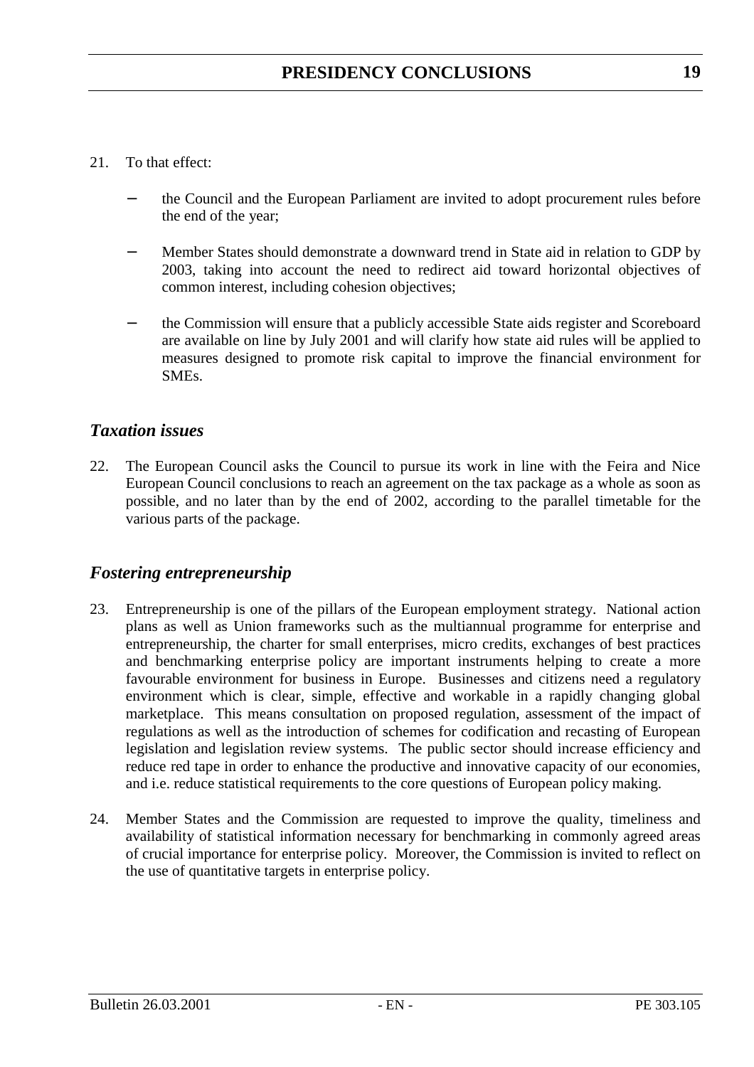21. To that effect:

    - the Council and the European Parliament are invited to adopt procurement rules before the end of the year;

    - Member States should demonstrate a downward trend in State aid in relation to GDP by 2003, taking into account the need to redirect aid toward horizontal objectives of common interest, including cohesion objectives;

    - the Commission will ensure that a publicly accessible State aids register and Scoreboard are available on line by July 2001 and will clarify how state aid rules will be applied to measures designed to promote risk capital to improve the financial environment for SMEs.

### *Taxation issues*

22. The European Council asks the Council to pursue its work in line with the Feira and Nice European Council conclusions to reach an agreement on the tax package as a whole as soon as possible, and no later than by the end of 2002, according to the parallel timetable for the various parts of the package.

### *Fostering entrepreneurship*

23. Entrepreneurship is one of the pillars of the European employment strategy. National action plans as well as Union frameworks such as the multiannual programme for enterprise and entrepreneurship, the charter for small enterprises, micro credits, exchanges of best practices and benchmarking enterprise policy are important instruments helping to create a more favourable environment for business in Europe. Businesses and citizens need a regulatory environment which is clear, simple, effective and workable in a rapidly changing global marketplace. This means consultation on proposed regulation, assessment of the impact of regulations as well as the introduction of schemes for codification and recasting of European legislation and legislation review systems. The public sector should increase efficiency and reduce red tape in order to enhance the productive and innovative capacity of our economies, and i.e. reduce statistical requirements to the core questions of European policy making.

24. Member States and the Commission are requested to improve the quality, timeliness and availability of statistical information necessary for benchmarking in commonly agreed areas of crucial importance for enterprise policy. Moreover, the Commission is invited to reflect on the use of quantitative targets in enterprise policy.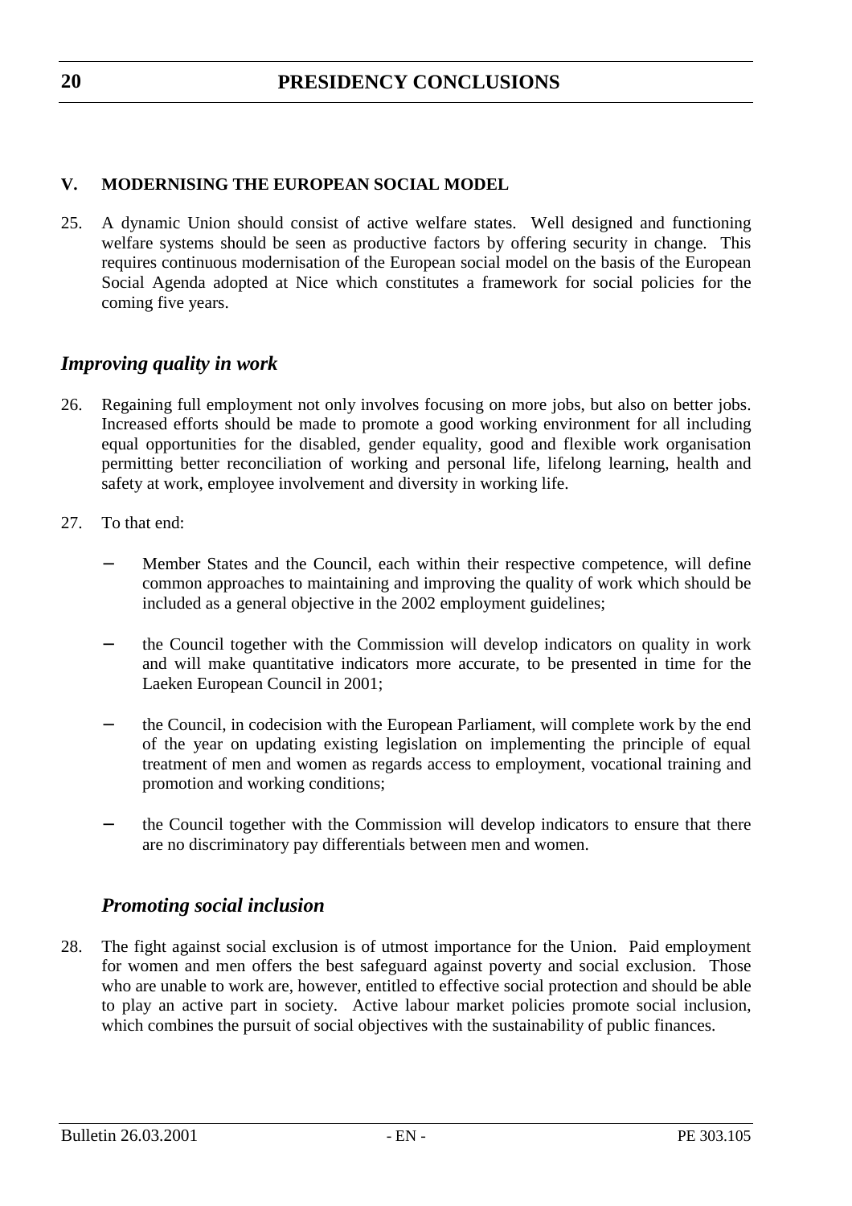## V. MODERNISING THE EUROPEAN SOCIAL MODEL

25. A dynamic Union should consist of active welfare states. Well designed and functioning welfare systems should be seen as productive factors by offering security in change. This requires continuous modernisation of the European social model on the basis of the European Social Agenda adopted at Nice which constitutes a framework for social policies for the coming five years.

### *Improving quality in work*

26. Regaining full employment not only involves focusing on more jobs, but also on better jobs. Increased efforts should be made to promote a good working environment for all including equal opportunities for the disabled, gender equality, good and flexible work organisation permitting better reconciliation of working and personal life, lifelong learning, health and safety at work, employee involvement and diversity in working life.

27. To that end:

    - Member States and the Council, each within their respective competence, will define common approaches to maintaining and improving the quality of work which should be included as a general objective in the 2002 employment guidelines;
    - the Council together with the Commission will develop indicators on quality in work and will make quantitative indicators more accurate, to be presented in time for the Laeken European Council in 2001;
    - the Council, in codecision with the European Parliament, will complete work by the end of the year on updating existing legislation on implementing the principle of equal treatment of men and women as regards access to employment, vocational training and promotion and working conditions;
    - the Council together with the Commission will develop indicators to ensure that there are no discriminatory pay differentials between men and women.

### *Promoting social inclusion*

28. The fight against social exclusion is of utmost importance for the Union. Paid employment for women and men offers the best safeguard against poverty and social exclusion. Those who are unable to work are, however, entitled to effective social protection and should be able to play an active part in society. Active labour market policies promote social inclusion, which combines the pursuit of social objectives with the sustainability of public finances.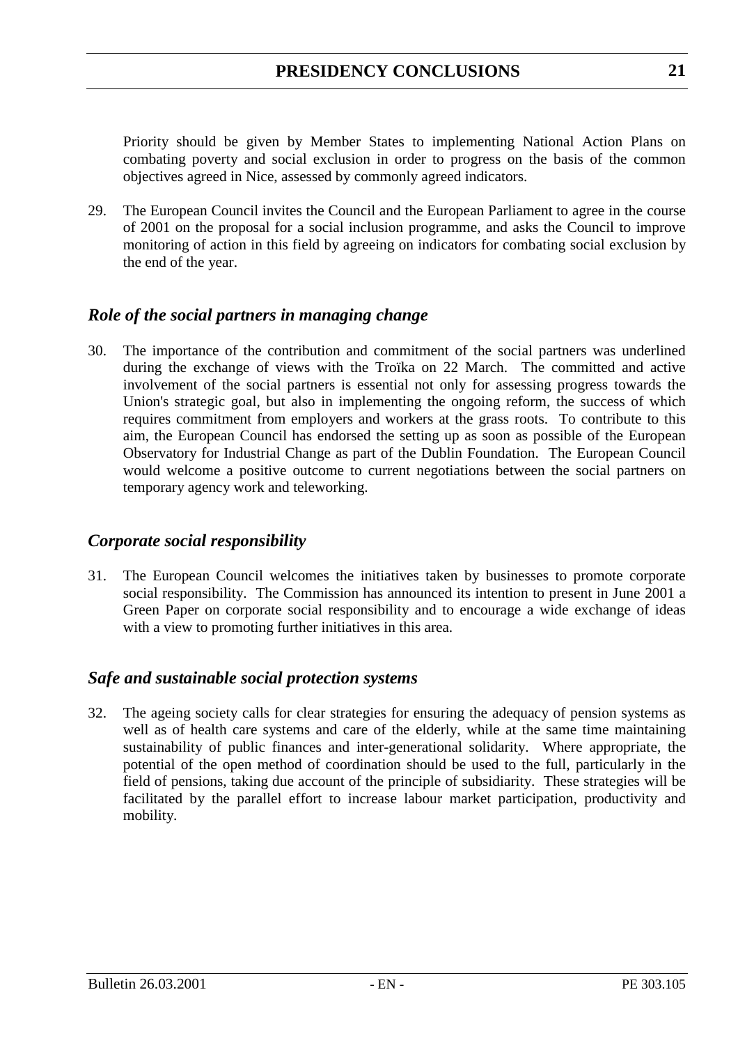Priority should be given by Member States to implementing National Action Plans on combating poverty and social exclusion in order to progress on the basis of the common objectives agreed in Nice, assessed by commonly agreed indicators.

29. The European Council invites the Council and the European Parliament to agree in the course of 2001 on the proposal for a social inclusion programme, and asks the Council to improve monitoring of action in this field by agreeing on indicators for combating social exclusion by the end of the year.

## *Role of the social partners in managing change*

30. The importance of the contribution and commitment of the social partners was underlined during the exchange of views with the Troïka on 22 March. The committed and active involvement of the social partners is essential not only for assessing progress towards the Union's strategic goal, but also in implementing the ongoing reform, the success of which requires commitment from employers and workers at the grass roots. To contribute to this aim, the European Council has endorsed the setting up as soon as possible of the European Observatory for Industrial Change as part of the Dublin Foundation. The European Council would welcome a positive outcome to current negotiations between the social partners on temporary agency work and teleworking.

## *Corporate social responsibility*

31. The European Council welcomes the initiatives taken by businesses to promote corporate social responsibility. The Commission has announced its intention to present in June 2001 a Green Paper on corporate social responsibility and to encourage a wide exchange of ideas with a view to promoting further initiatives in this area.

## *Safe and sustainable social protection systems*

32. The ageing society calls for clear strategies for ensuring the adequacy of pension systems as well as of health care systems and care of the elderly, while at the same time maintaining sustainability of public finances and inter-generational solidarity. Where appropriate, the potential of the open method of coordination should be used to the full, particularly in the field of pensions, taking due account of the principle of subsidiarity. These strategies will be facilitated by the parallel effort to increase labour market participation, productivity and mobility.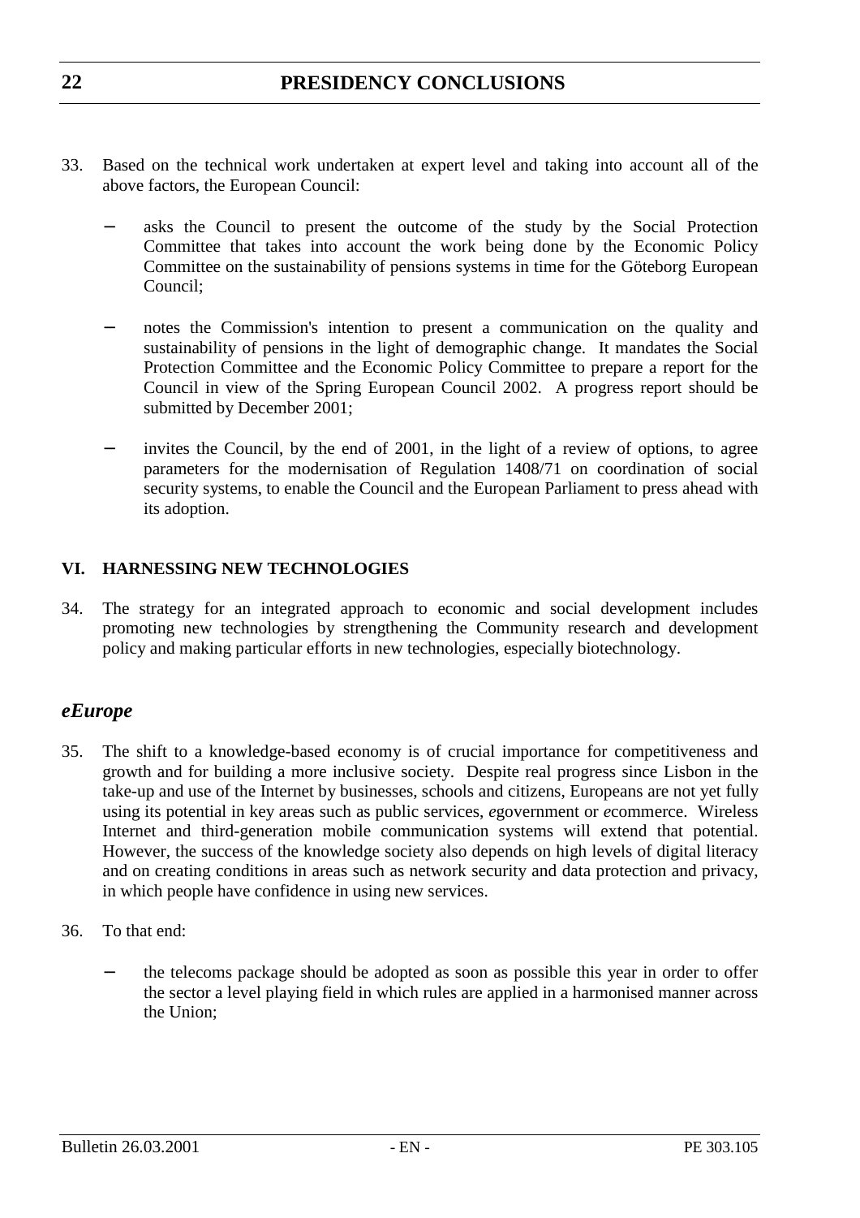33. Based on the technical work undertaken at expert level and taking into account all of the above factors, the European Council:

   − asks the Council to present the outcome of the study by the Social Protection Committee that takes into account the work being done by the Economic Policy Committee on the sustainability of pensions systems in time for the Göteborg European Council;

   − notes the Commission's intention to present a communication on the quality and sustainability of pensions in the light of demographic change. It mandates the Social Protection Committee and the Economic Policy Committee to prepare a report for the Council in view of the Spring European Council 2002. A progress report should be submitted by December 2001;

   − invites the Council, by the end of 2001, in the light of a review of options, to agree parameters for the modernisation of Regulation 1408/71 on coordination of social security systems, to enable the Council and the European Parliament to press ahead with its adoption.

## VI. HARNESSING NEW TECHNOLOGIES

34. The strategy for an integrated approach to economic and social development includes promoting new technologies by strengthening the Community research and development policy and making particular efforts in new technologies, especially biotechnology.

### *eEurope*

35. The shift to a knowledge-based economy is of crucial importance for competitiveness and growth and for building a more inclusive society. Despite real progress since Lisbon in the take-up and use of the Internet by businesses, schools and citizens, Europeans are not yet fully using its potential in key areas such as public services, *e*government or *e*commerce. Wireless Internet and third-generation mobile communication systems will extend that potential. However, the success of the knowledge society also depends on high levels of digital literacy and on creating conditions in areas such as network security and data protection and privacy, in which people have confidence in using new services.

36. To that end:

   − the telecoms package should be adopted as soon as possible this year in order to offer the sector a level playing field in which rules are applied in a harmonised manner across the Union;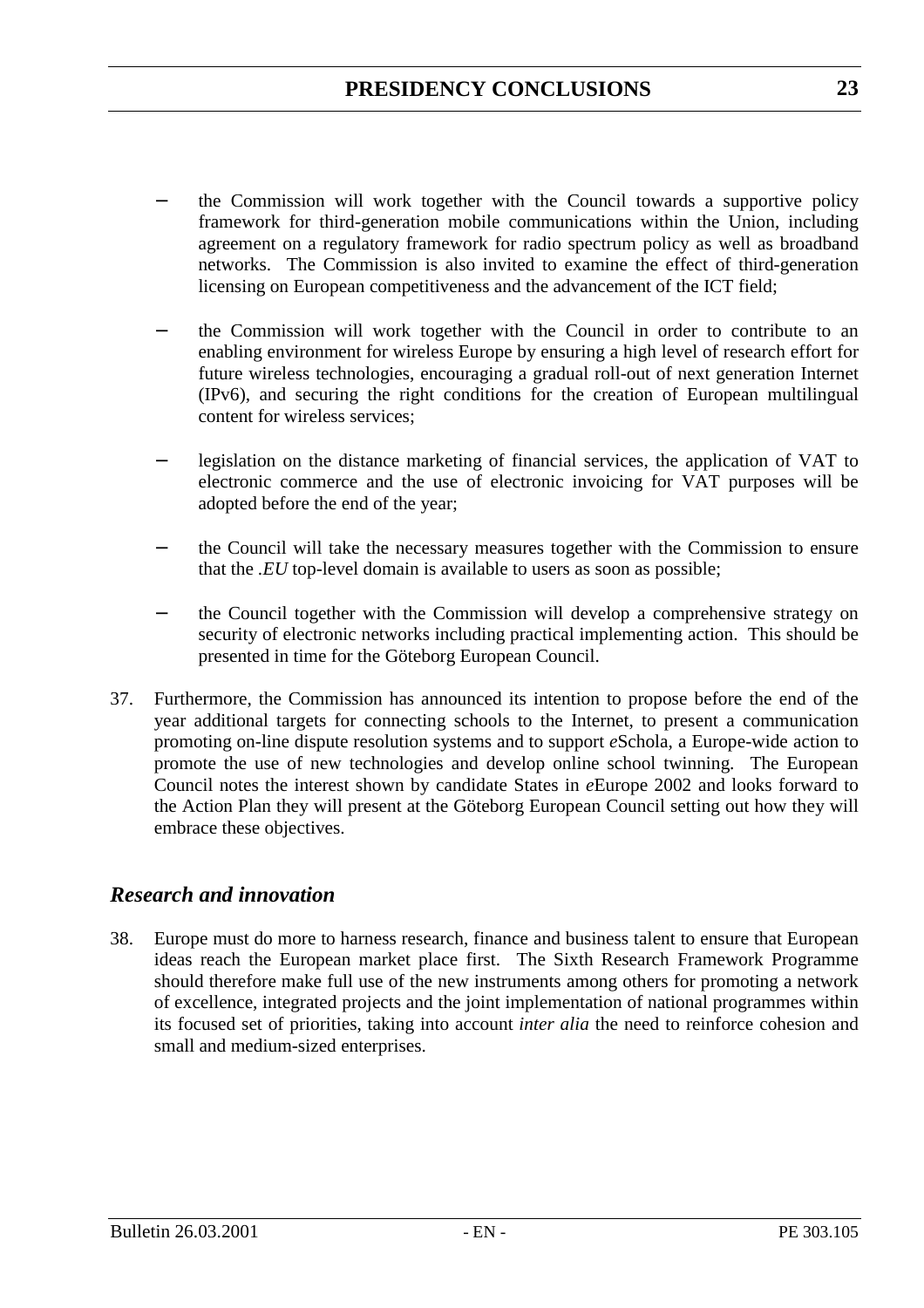- the Commission will work together with the Council towards a supportive policy framework for third-generation mobile communications within the Union, including agreement on a regulatory framework for radio spectrum policy as well as broadband networks. The Commission is also invited to examine the effect of third-generation licensing on European competitiveness and the advancement of the ICT field;

- the Commission will work together with the Council in order to contribute to an enabling environment for wireless Europe by ensuring a high level of research effort for future wireless technologies, encouraging a gradual roll-out of next generation Internet (IPv6), and securing the right conditions for the creation of European multilingual content for wireless services;

- legislation on the distance marketing of financial services, the application of VAT to electronic commerce and the use of electronic invoicing for VAT purposes will be adopted before the end of the year;

- the Council will take the necessary measures together with the Commission to ensure that the *.EU* top-level domain is available to users as soon as possible;

- the Council together with the Commission will develop a comprehensive strategy on security of electronic networks including practical implementing action. This should be presented in time for the Göteborg European Council.

37. Furthermore, the Commission has announced its intention to propose before the end of the year additional targets for connecting schools to the Internet, to present a communication promoting on-line dispute resolution systems and to support *e*Schola, a Europe-wide action to promote the use of new technologies and develop online school twinning. The European Council notes the interest shown by candidate States in *e*Europe 2002 and looks forward to the Action Plan they will present at the Göteborg European Council setting out how they will embrace these objectives.

## *Research and innovation*

38. Europe must do more to harness research, finance and business talent to ensure that European ideas reach the European market place first. The Sixth Research Framework Programme should therefore make full use of the new instruments among others for promoting a network of excellence, integrated projects and the joint implementation of national programmes within its focused set of priorities, taking into account *inter alia* the need to reinforce cohesion and small and medium-sized enterprises.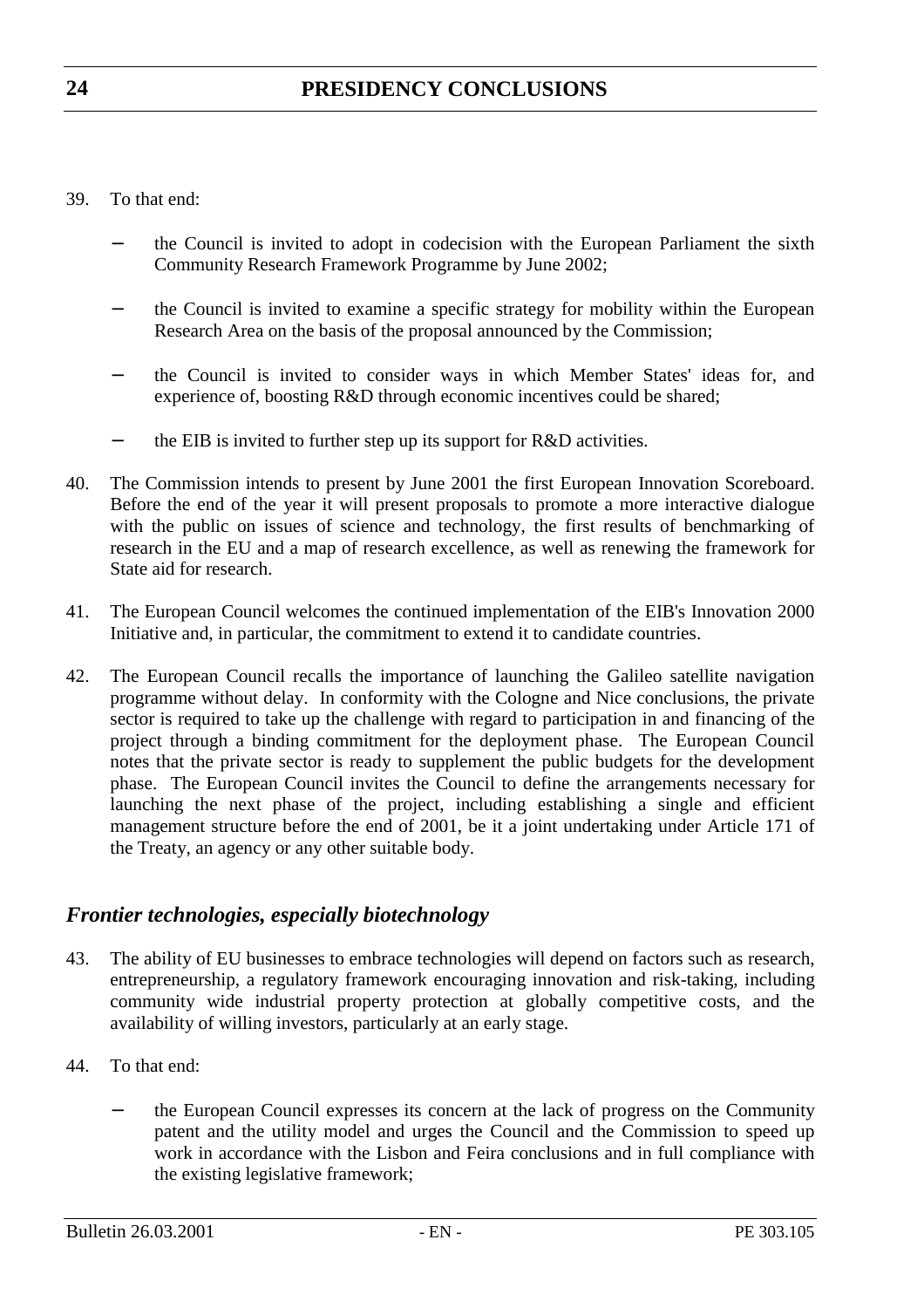39. To that end:

    - the Council is invited to adopt in codecision with the European Parliament the sixth Community Research Framework Programme by June 2002;

    - the Council is invited to examine a specific strategy for mobility within the European Research Area on the basis of the proposal announced by the Commission;

    - the Council is invited to consider ways in which Member States' ideas for, and experience of, boosting R&D through economic incentives could be shared;

    - the EIB is invited to further step up its support for R&D activities.

40. The Commission intends to present by June 2001 the first European Innovation Scoreboard. Before the end of the year it will present proposals to promote a more interactive dialogue with the public on issues of science and technology, the first results of benchmarking of research in the EU and a map of research excellence, as well as renewing the framework for State aid for research.

41. The European Council welcomes the continued implementation of the EIB's Innovation 2000 Initiative and, in particular, the commitment to extend it to candidate countries.

42. The European Council recalls the importance of launching the Galileo satellite navigation programme without delay. In conformity with the Cologne and Nice conclusions, the private sector is required to take up the challenge with regard to participation in and financing of the project through a binding commitment for the deployment phase. The European Council notes that the private sector is ready to supplement the public budgets for the development phase. The European Council invites the Council to define the arrangements necessary for launching the next phase of the project, including establishing a single and efficient management structure before the end of 2001, be it a joint undertaking under Article 171 of the Treaty, an agency or any other suitable body.

## *Frontier technologies, especially biotechnology*

43. The ability of EU businesses to embrace technologies will depend on factors such as research, entrepreneurship, a regulatory framework encouraging innovation and risk-taking, including community wide industrial property protection at globally competitive costs, and the availability of willing investors, particularly at an early stage.

44. To that end:

    - the European Council expresses its concern at the lack of progress on the Community patent and the utility model and urges the Council and the Commission to speed up work in accordance with the Lisbon and Feira conclusions and in full compliance with the existing legislative framework;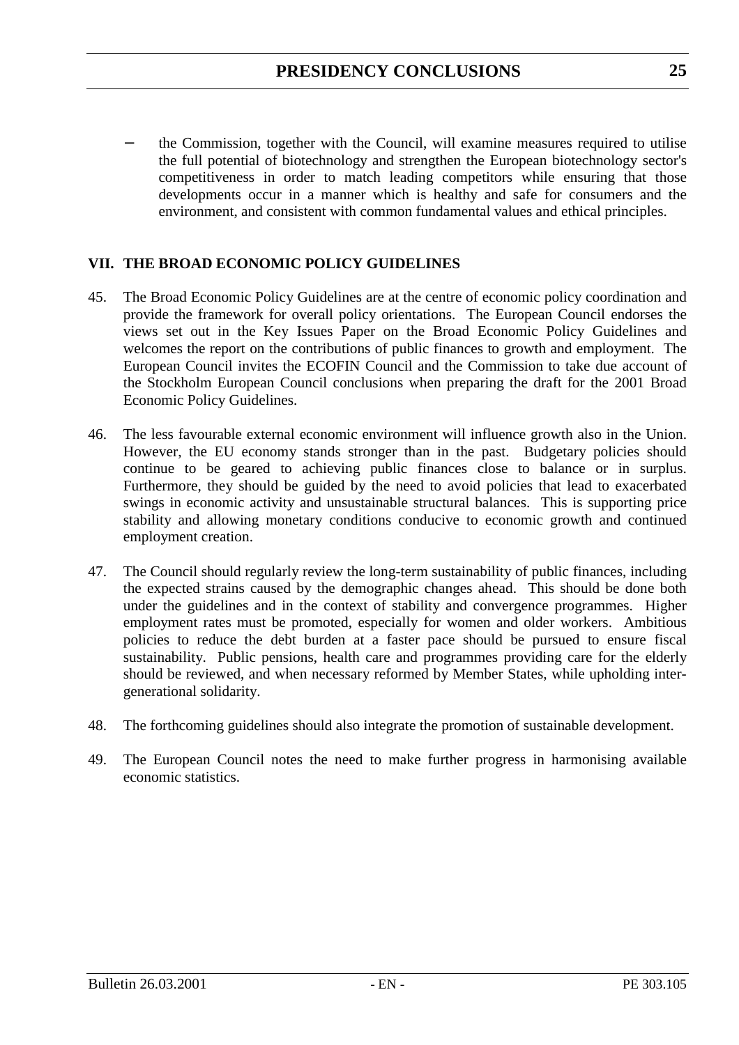- the Commission, together with the Council, will examine measures required to utilise the full potential of biotechnology and strengthen the European biotechnology sector's competitiveness in order to match leading competitors while ensuring that those developments occur in a manner which is healthy and safe for consumers and the environment, and consistent with common fundamental values and ethical principles.

## VII. THE BROAD ECONOMIC POLICY GUIDELINES

45. The Broad Economic Policy Guidelines are at the centre of economic policy coordination and provide the framework for overall policy orientations. The European Council endorses the views set out in the Key Issues Paper on the Broad Economic Policy Guidelines and welcomes the report on the contributions of public finances to growth and employment. The European Council invites the ECOFIN Council and the Commission to take due account of the Stockholm European Council conclusions when preparing the draft for the 2001 Broad Economic Policy Guidelines.

46. The less favourable external economic environment will influence growth also in the Union. However, the EU economy stands stronger than in the past. Budgetary policies should continue to be geared to achieving public finances close to balance or in surplus. Furthermore, they should be guided by the need to avoid policies that lead to exacerbated swings in economic activity and unsustainable structural balances. This is supporting price stability and allowing monetary conditions conducive to economic growth and continued employment creation.

47. The Council should regularly review the long-term sustainability of public finances, including the expected strains caused by the demographic changes ahead. This should be done both under the guidelines and in the context of stability and convergence programmes. Higher employment rates must be promoted, especially for women and older workers. Ambitious policies to reduce the debt burden at a faster pace should be pursued to ensure fiscal sustainability. Public pensions, health care and programmes providing care for the elderly should be reviewed, and when necessary reformed by Member States, while upholding inter-generational solidarity.

48. The forthcoming guidelines should also integrate the promotion of sustainable development.

49. The European Council notes the need to make further progress in harmonising available economic statistics.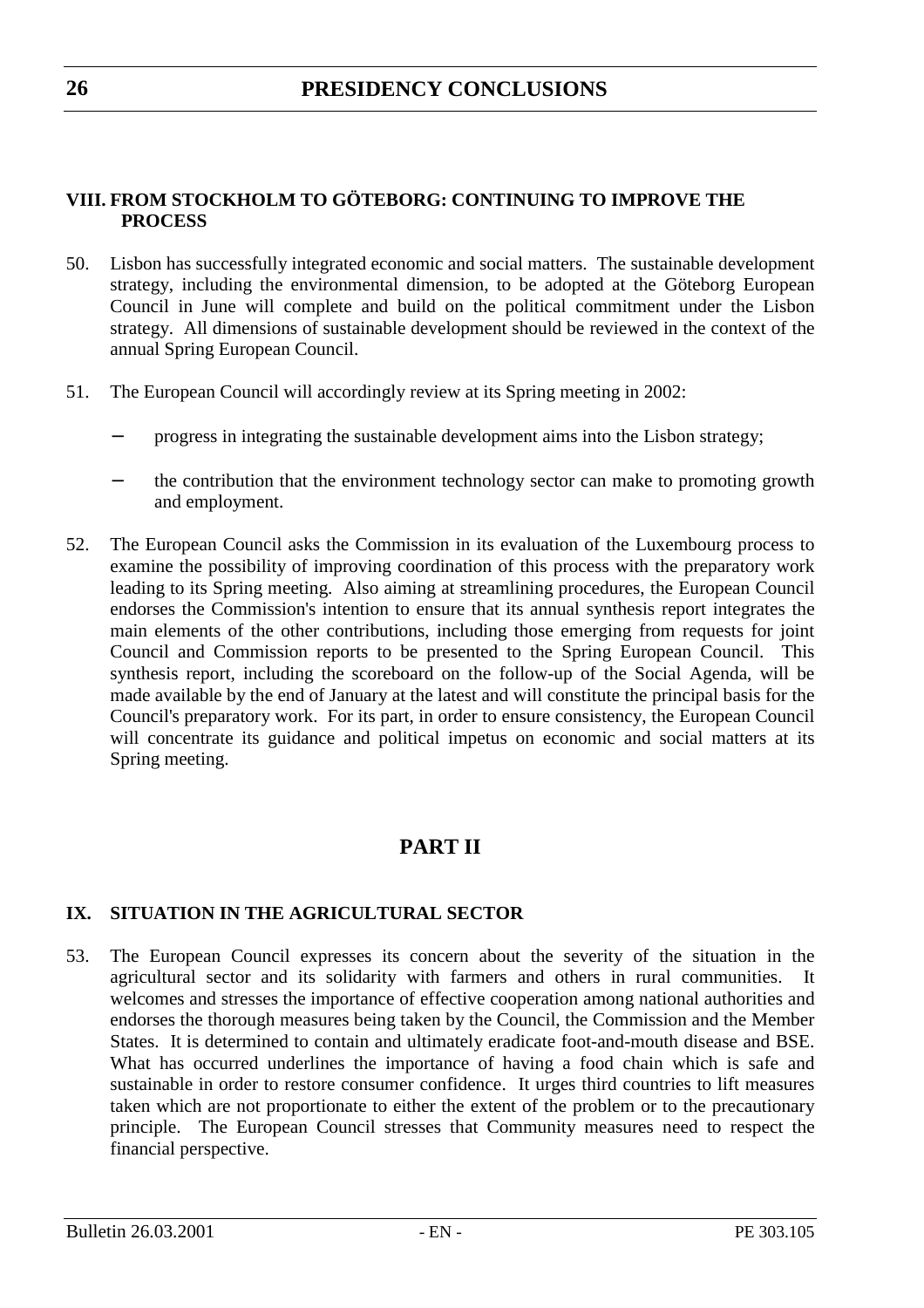## VIII. FROM STOCKHOLM TO GÖTEBORG: CONTINUING TO IMPROVE THE PROCESS

50. Lisbon has successfully integrated economic and social matters. The sustainable development strategy, including the environmental dimension, to be adopted at the Göteborg European Council in June will complete and build on the political commitment under the Lisbon strategy. All dimensions of sustainable development should be reviewed in the context of the annual Spring European Council.

51. The European Council will accordingly review at its Spring meeting in 2002:

    - progress in integrating the sustainable development aims into the Lisbon strategy;
    - the contribution that the environment technology sector can make to promoting growth and employment.

52. The European Council asks the Commission in its evaluation of the Luxembourg process to examine the possibility of improving coordination of this process with the preparatory work leading to its Spring meeting. Also aiming at streamlining procedures, the European Council endorses the Commission's intention to ensure that its annual synthesis report integrates the main elements of the other contributions, including those emerging from requests for joint Council and Commission reports to be presented to the Spring European Council. This synthesis report, including the scoreboard on the follow-up of the Social Agenda, will be made available by the end of January at the latest and will constitute the principal basis for the Council's preparatory work. For its part, in order to ensure consistency, the European Council will concentrate its guidance and political impetus on economic and social matters at its Spring meeting.

# PART II

## IX. SITUATION IN THE AGRICULTURAL SECTOR

53. The European Council expresses its concern about the severity of the situation in the agricultural sector and its solidarity with farmers and others in rural communities. It welcomes and stresses the importance of effective cooperation among national authorities and endorses the thorough measures being taken by the Council, the Commission and the Member States. It is determined to contain and ultimately eradicate foot-and-mouth disease and BSE. What has occurred underlines the importance of having a food chain which is safe and sustainable in order to restore consumer confidence. It urges third countries to lift measures taken which are not proportionate to either the extent of the problem or to the precautionary principle. The European Council stresses that Community measures need to respect the financial perspective.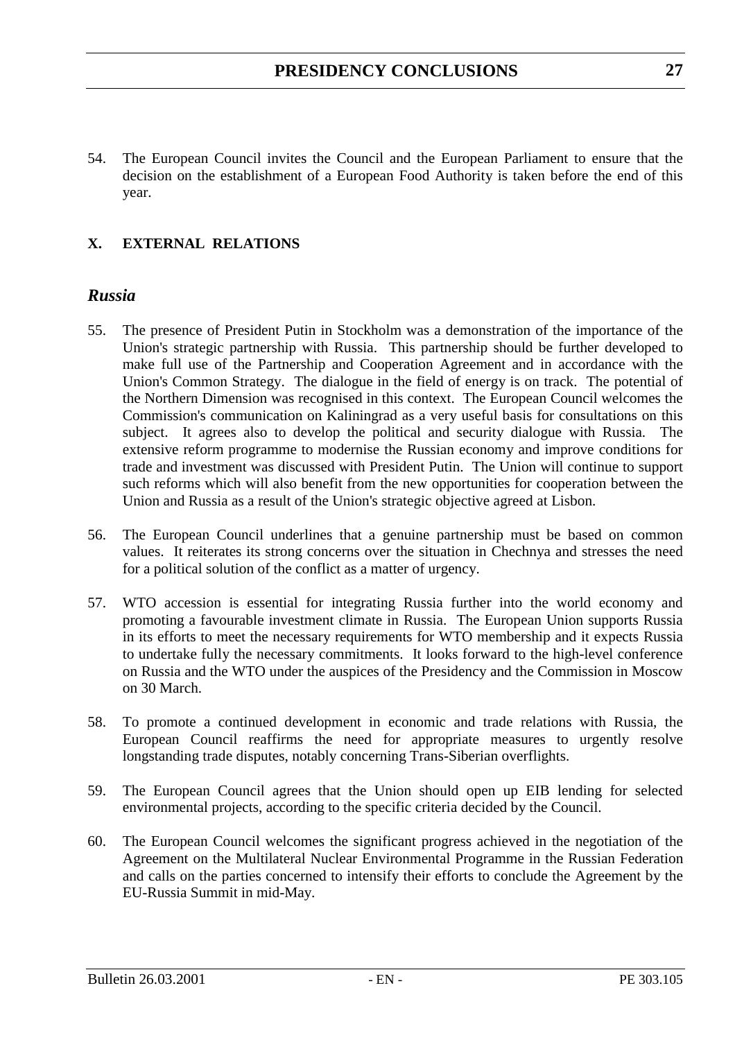54. The European Council invites the Council and the European Parliament to ensure that the decision on the establishment of a European Food Authority is taken before the end of this year.

## X. EXTERNAL RELATIONS

### *Russia*

55. The presence of President Putin in Stockholm was a demonstration of the importance of the Union's strategic partnership with Russia. This partnership should be further developed to make full use of the Partnership and Cooperation Agreement and in accordance with the Union's Common Strategy. The dialogue in the field of energy is on track. The potential of the Northern Dimension was recognised in this context. The European Council welcomes the Commission's communication on Kaliningrad as a very useful basis for consultations on this subject. It agrees also to develop the political and security dialogue with Russia. The extensive reform programme to modernise the Russian economy and improve conditions for trade and investment was discussed with President Putin. The Union will continue to support such reforms which will also benefit from the new opportunities for cooperation between the Union and Russia as a result of the Union's strategic objective agreed at Lisbon.

56. The European Council underlines that a genuine partnership must be based on common values. It reiterates its strong concerns over the situation in Chechnya and stresses the need for a political solution of the conflict as a matter of urgency.

57. WTO accession is essential for integrating Russia further into the world economy and promoting a favourable investment climate in Russia. The European Union supports Russia in its efforts to meet the necessary requirements for WTO membership and it expects Russia to undertake fully the necessary commitments. It looks forward to the high-level conference on Russia and the WTO under the auspices of the Presidency and the Commission in Moscow on 30 March.

58. To promote a continued development in economic and trade relations with Russia, the European Council reaffirms the need for appropriate measures to urgently resolve longstanding trade disputes, notably concerning Trans-Siberian overflights.

59. The European Council agrees that the Union should open up EIB lending for selected environmental projects, according to the specific criteria decided by the Council.

60. The European Council welcomes the significant progress achieved in the negotiation of the Agreement on the Multilateral Nuclear Environmental Programme in the Russian Federation and calls on the parties concerned to intensify their efforts to conclude the Agreement by the EU-Russia Summit in mid-May.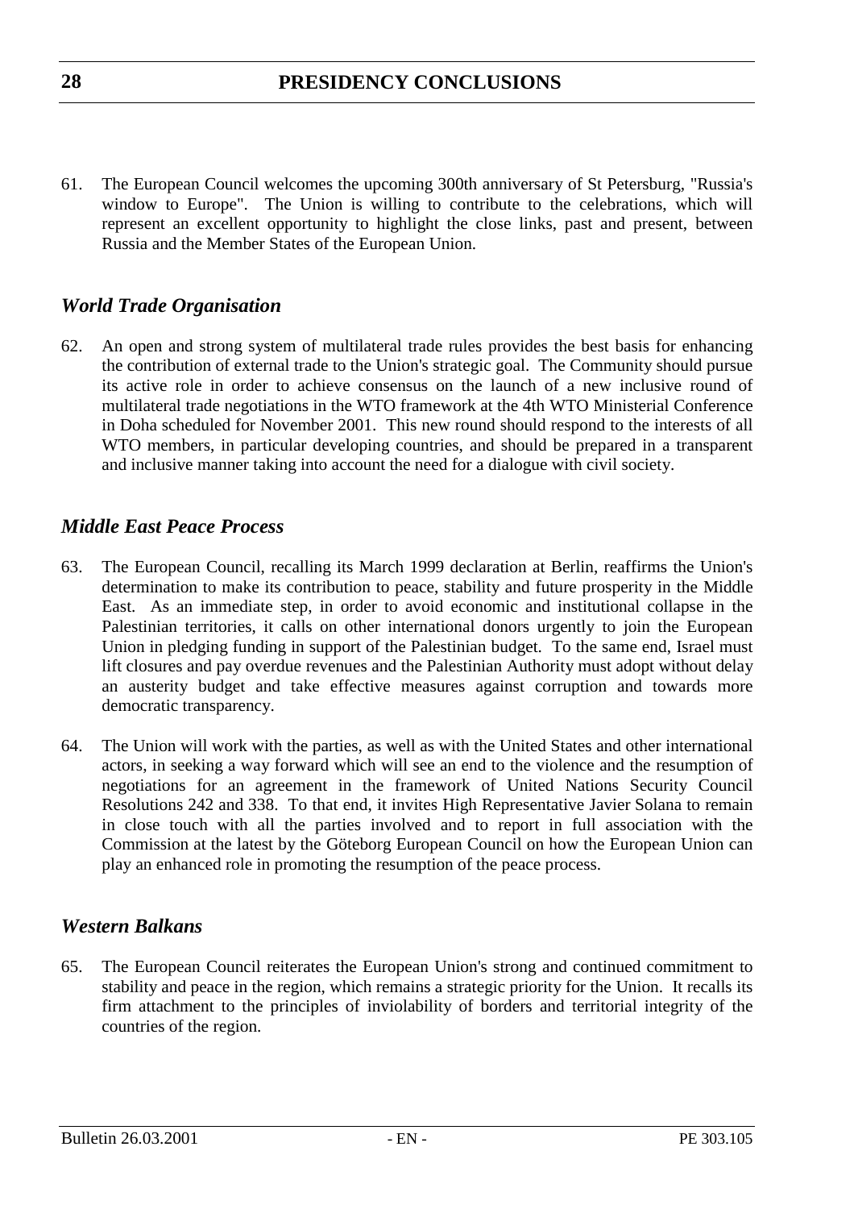61. The European Council welcomes the upcoming 300th anniversary of St Petersburg, "Russia's window to Europe". The Union is willing to contribute to the celebrations, which will represent an excellent opportunity to highlight the close links, past and present, between Russia and the Member States of the European Union.

## *World Trade Organisation*

62. An open and strong system of multilateral trade rules provides the best basis for enhancing the contribution of external trade to the Union's strategic goal. The Community should pursue its active role in order to achieve consensus on the launch of a new inclusive round of multilateral trade negotiations in the WTO framework at the 4th WTO Ministerial Conference in Doha scheduled for November 2001. This new round should respond to the interests of all WTO members, in particular developing countries, and should be prepared in a transparent and inclusive manner taking into account the need for a dialogue with civil society.

## *Middle East Peace Process*

63. The European Council, recalling its March 1999 declaration at Berlin, reaffirms the Union's determination to make its contribution to peace, stability and future prosperity in the Middle East. As an immediate step, in order to avoid economic and institutional collapse in the Palestinian territories, it calls on other international donors urgently to join the European Union in pledging funding in support of the Palestinian budget. To the same end, Israel must lift closures and pay overdue revenues and the Palestinian Authority must adopt without delay an austerity budget and take effective measures against corruption and towards more democratic transparency.

64. The Union will work with the parties, as well as with the United States and other international actors, in seeking a way forward which will see an end to the violence and the resumption of negotiations for an agreement in the framework of United Nations Security Council Resolutions 242 and 338. To that end, it invites High Representative Javier Solana to remain in close touch with all the parties involved and to report in full association with the Commission at the latest by the Göteborg European Council on how the European Union can play an enhanced role in promoting the resumption of the peace process.

## *Western Balkans*

65. The European Council reiterates the European Union's strong and continued commitment to stability and peace in the region, which remains a strategic priority for the Union. It recalls its firm attachment to the principles of inviolability of borders and territorial integrity of the countries of the region.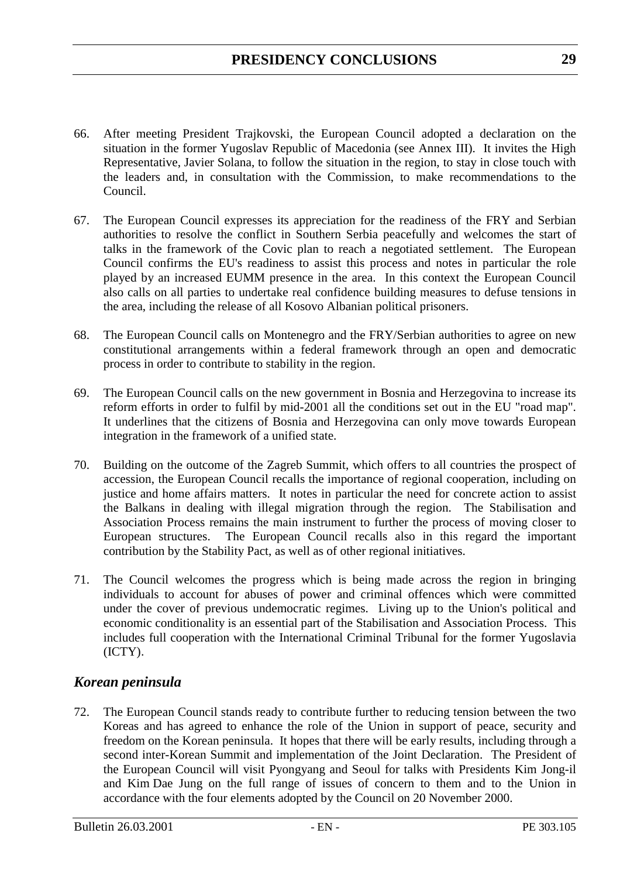66. After meeting President Trajkovski, the European Council adopted a declaration on the situation in the former Yugoslav Republic of Macedonia (see Annex III). It invites the High Representative, Javier Solana, to follow the situation in the region, to stay in close touch with the leaders and, in consultation with the Commission, to make recommendations to the Council.

67. The European Council expresses its appreciation for the readiness of the FRY and Serbian authorities to resolve the conflict in Southern Serbia peacefully and welcomes the start of talks in the framework of the Covic plan to reach a negotiated settlement. The European Council confirms the EU's readiness to assist this process and notes in particular the role played by an increased EUMM presence in the area. In this context the European Council also calls on all parties to undertake real confidence building measures to defuse tensions in the area, including the release of all Kosovo Albanian political prisoners.

68. The European Council calls on Montenegro and the FRY/Serbian authorities to agree on new constitutional arrangements within a federal framework through an open and democratic process in order to contribute to stability in the region.

69. The European Council calls on the new government in Bosnia and Herzegovina to increase its reform efforts in order to fulfil by mid-2001 all the conditions set out in the EU "road map". It underlines that the citizens of Bosnia and Herzegovina can only move towards European integration in the framework of a unified state.

70. Building on the outcome of the Zagreb Summit, which offers to all countries the prospect of accession, the European Council recalls the importance of regional cooperation, including on justice and home affairs matters. It notes in particular the need for concrete action to assist the Balkans in dealing with illegal migration through the region. The Stabilisation and Association Process remains the main instrument to further the process of moving closer to European structures. The European Council recalls also in this regard the important contribution by the Stability Pact, as well as of other regional initiatives.

71. The Council welcomes the progress which is being made across the region in bringing individuals to account for abuses of power and criminal offences which were committed under the cover of previous undemocratic regimes. Living up to the Union's political and economic conditionality is an essential part of the Stabilisation and Association Process. This includes full cooperation with the International Criminal Tribunal for the former Yugoslavia (ICTY).

### *Korean peninsula*

72. The European Council stands ready to contribute further to reducing tension between the two Koreas and has agreed to enhance the role of the Union in support of peace, security and freedom on the Korean peninsula. It hopes that there will be early results, including through a second inter-Korean Summit and implementation of the Joint Declaration. The President of the European Council will visit Pyongyang and Seoul for talks with Presidents Kim Jong-il and Kim Dae Jung on the full range of issues of concern to them and to the Union in accordance with the four elements adopted by the Council on 20 November 2000.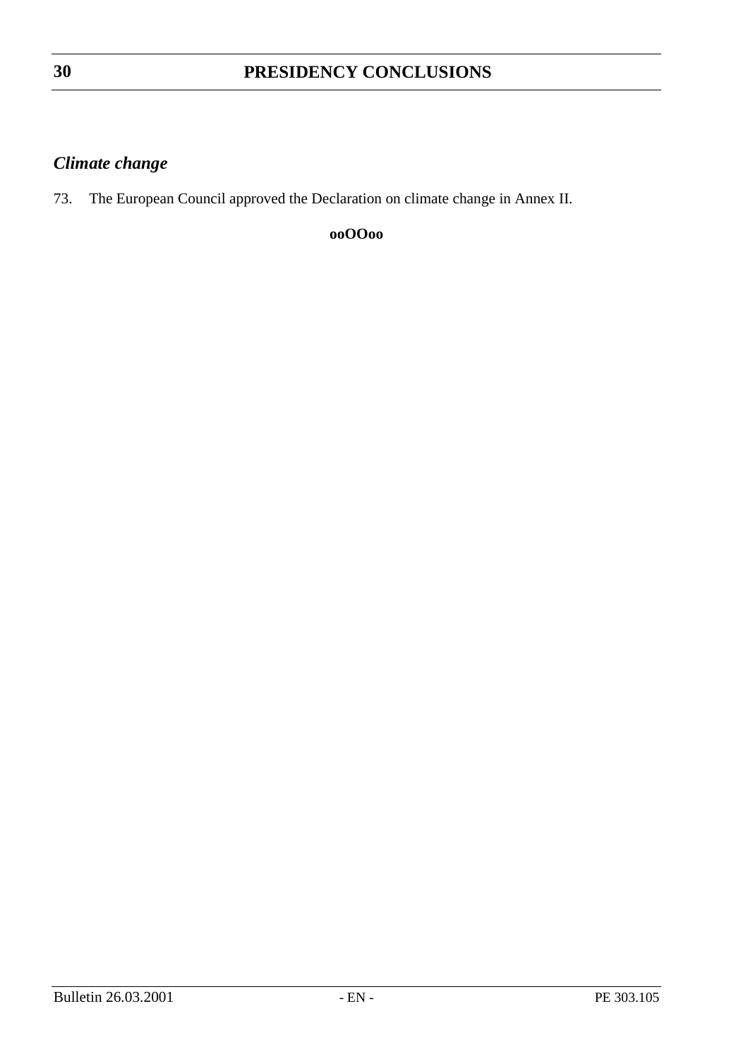### *Climate change*

73. The European Council approved the Declaration on climate change in Annex II.

**ooOOoo**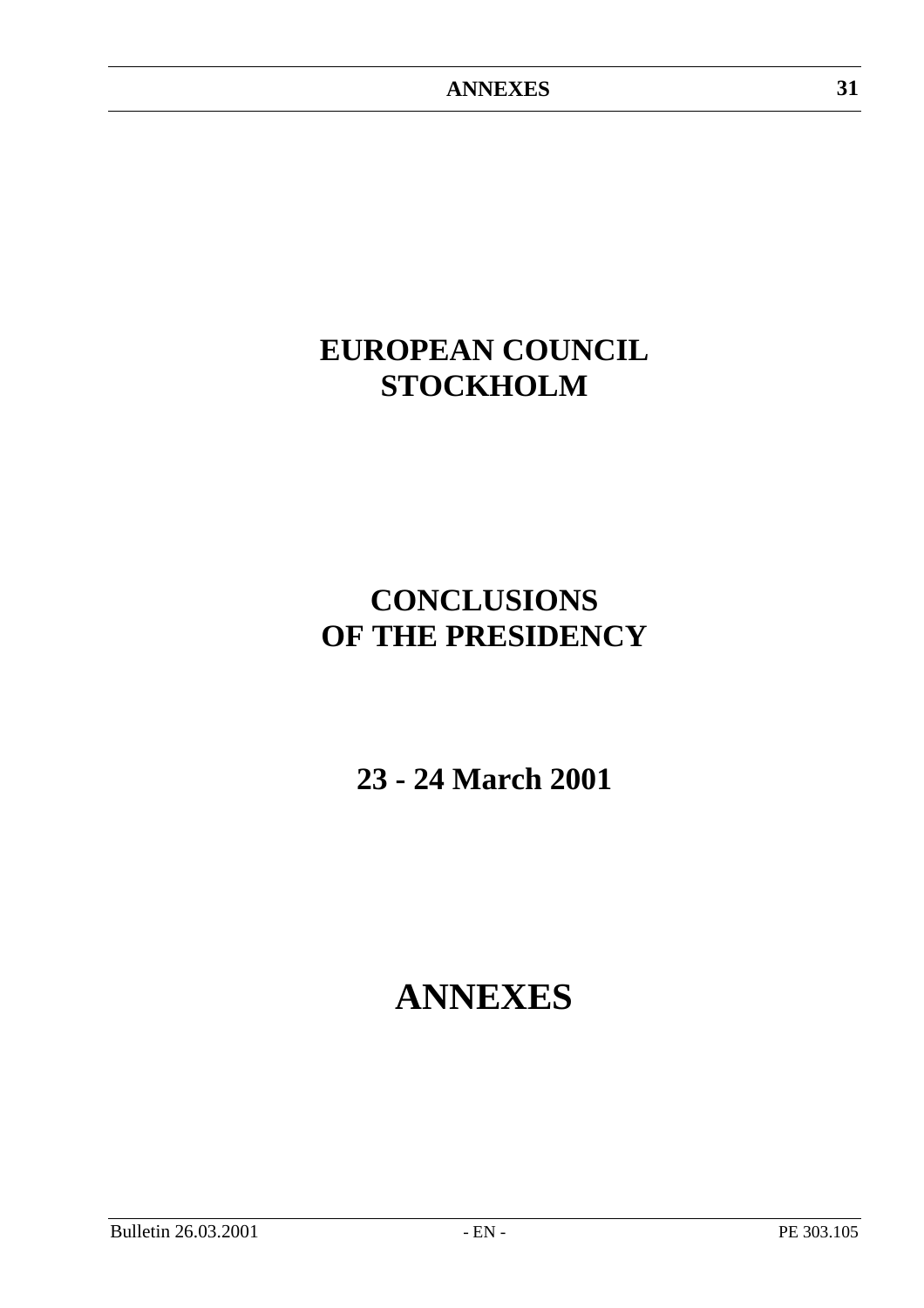# EUROPEAN COUNCIL STOCKHOLM

# CONCLUSIONS OF THE PRESIDENCY

## 23 - 24 March 2001

# ANNEXES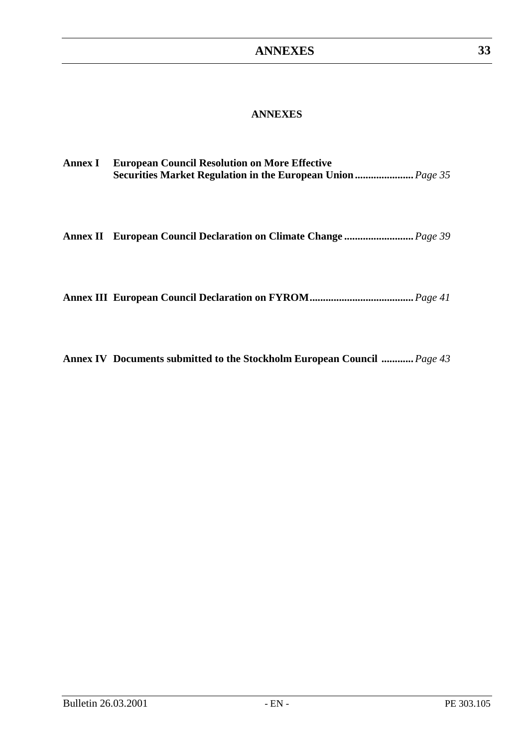# ANNEXES

**Annex I** **European Council Resolution on More Effective Securities Market Regulation in the European Union**......................*Page 35*

**Annex II** **European Council Declaration on Climate Change**..........................*Page 39*

**Annex III** **European Council Declaration on FYROM**.......................................*Page 41*

**Annex IV** **Documents submitted to the Stockholm European Council** ............*Page 43*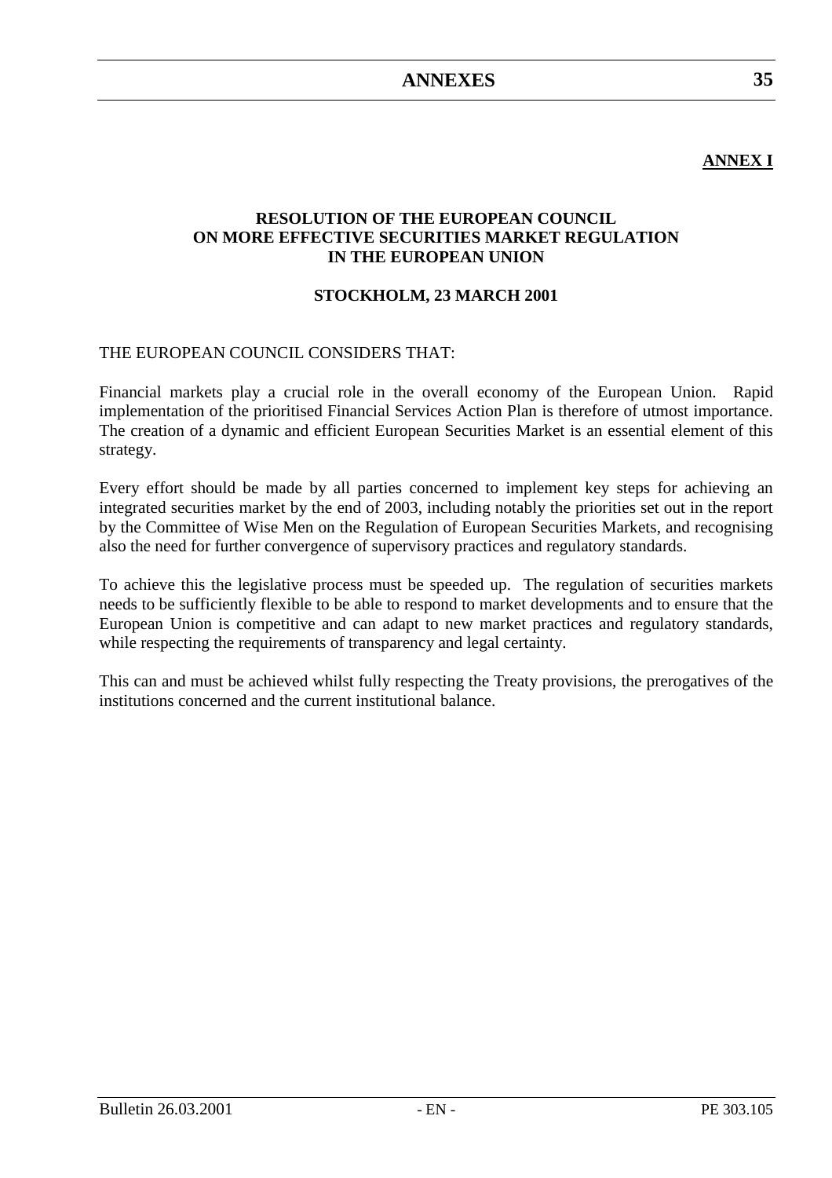**ANNEX I**

**RESOLUTION OF THE EUROPEAN COUNCIL ON MORE EFFECTIVE SECURITIES MARKET REGULATION IN THE EUROPEAN UNION**

**STOCKHOLM, 23 MARCH 2001**

THE EUROPEAN COUNCIL CONSIDERS THAT:

Financial markets play a crucial role in the overall economy of the European Union. Rapid implementation of the prioritised Financial Services Action Plan is therefore of utmost importance. The creation of a dynamic and efficient European Securities Market is an essential element of this strategy.

Every effort should be made by all parties concerned to implement key steps for achieving an integrated securities market by the end of 2003, including notably the priorities set out in the report by the Committee of Wise Men on the Regulation of European Securities Markets, and recognising also the need for further convergence of supervisory practices and regulatory standards.

To achieve this the legislative process must be speeded up. The regulation of securities markets needs to be sufficiently flexible to be able to respond to market developments and to ensure that the European Union is competitive and can adapt to new market practices and regulatory standards, while respecting the requirements of transparency and legal certainty.

This can and must be achieved whilst fully respecting the Treaty provisions, the prerogatives of the institutions concerned and the current institutional balance.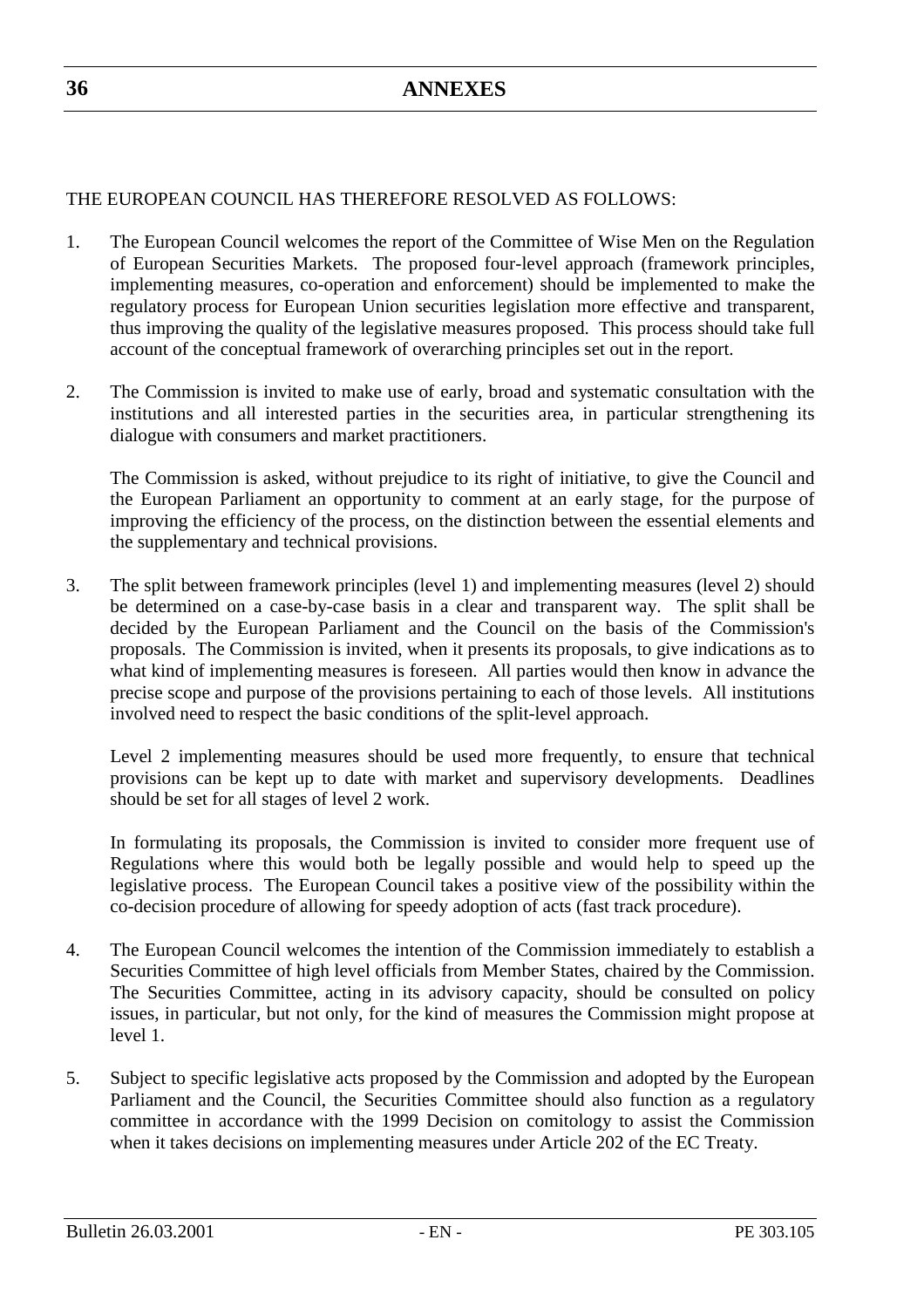THE EUROPEAN COUNCIL HAS THEREFORE RESOLVED AS FOLLOWS:

1. The European Council welcomes the report of the Committee of Wise Men on the Regulation of European Securities Markets. The proposed four-level approach (framework principles, implementing measures, co-operation and enforcement) should be implemented to make the regulatory process for European Union securities legislation more effective and transparent, thus improving the quality of the legislative measures proposed. This process should take full account of the conceptual framework of overarching principles set out in the report.

2. The Commission is invited to make use of early, broad and systematic consultation with the institutions and all interested parties in the securities area, in particular strengthening its dialogue with consumers and market practitioners.

   The Commission is asked, without prejudice to its right of initiative, to give the Council and the European Parliament an opportunity to comment at an early stage, for the purpose of improving the efficiency of the process, on the distinction between the essential elements and the supplementary and technical provisions.

3. The split between framework principles (level 1) and implementing measures (level 2) should be determined on a case-by-case basis in a clear and transparent way. The split shall be decided by the European Parliament and the Council on the basis of the Commission's proposals. The Commission is invited, when it presents its proposals, to give indications as to what kind of implementing measures is foreseen. All parties would then know in advance the precise scope and purpose of the provisions pertaining to each of those levels. All institutions involved need to respect the basic conditions of the split-level approach.

   Level 2 implementing measures should be used more frequently, to ensure that technical provisions can be kept up to date with market and supervisory developments. Deadlines should be set for all stages of level 2 work.

   In formulating its proposals, the Commission is invited to consider more frequent use of Regulations where this would both be legally possible and would help to speed up the legislative process. The European Council takes a positive view of the possibility within the co-decision procedure of allowing for speedy adoption of acts (fast track procedure).

4. The European Council welcomes the intention of the Commission immediately to establish a Securities Committee of high level officials from Member States, chaired by the Commission. The Securities Committee, acting in its advisory capacity, should be consulted on policy issues, in particular, but not only, for the kind of measures the Commission might propose at level 1.

5. Subject to specific legislative acts proposed by the Commission and adopted by the European Parliament and the Council, the Securities Committee should also function as a regulatory committee in accordance with the 1999 Decision on comitology to assist the Commission when it takes decisions on implementing measures under Article 202 of the EC Treaty.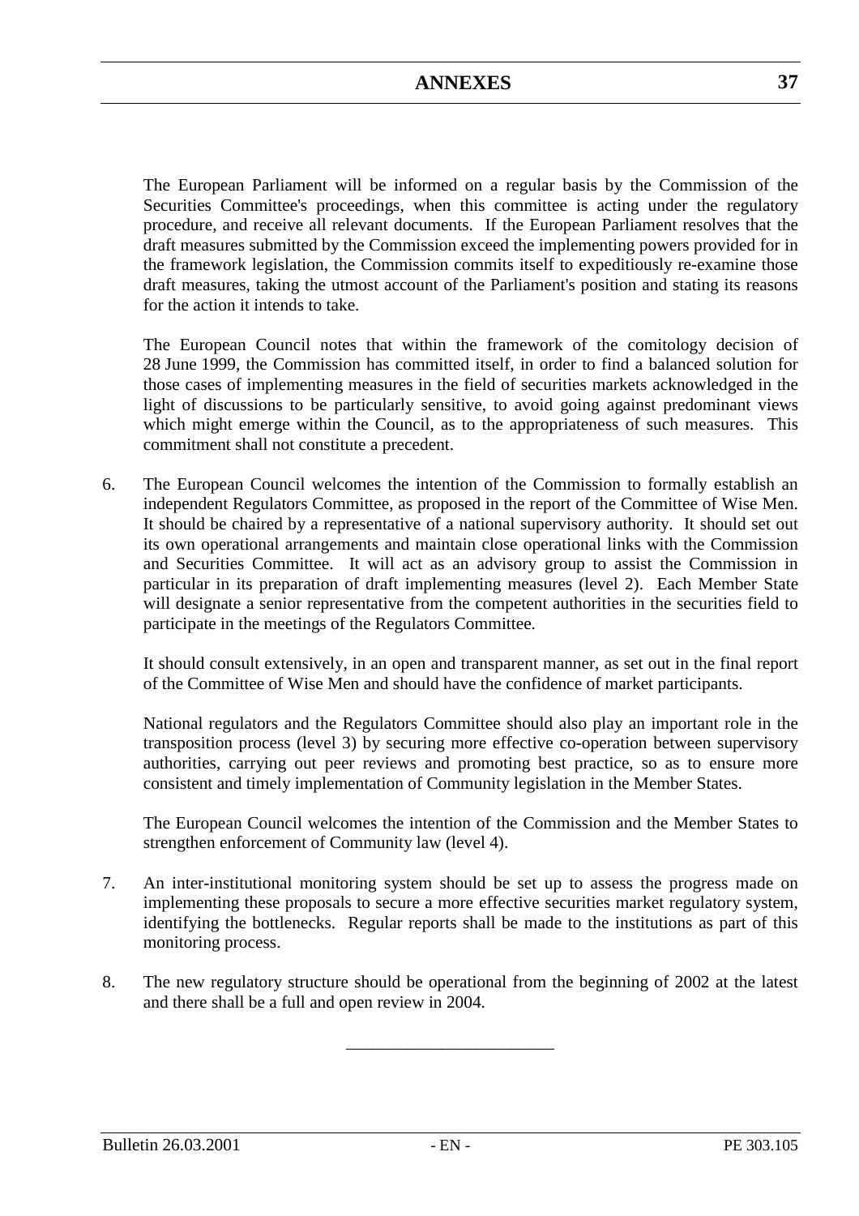The European Parliament will be informed on a regular basis by the Commission of the Securities Committee's proceedings, when this committee is acting under the regulatory procedure, and receive all relevant documents. If the European Parliament resolves that the draft measures submitted by the Commission exceed the implementing powers provided for in the framework legislation, the Commission commits itself to expeditiously re-examine those draft measures, taking the utmost account of the Parliament's position and stating its reasons for the action it intends to take.

The European Council notes that within the framework of the comitology decision of 28 June 1999, the Commission has committed itself, in order to find a balanced solution for those cases of implementing measures in the field of securities markets acknowledged in the light of discussions to be particularly sensitive, to avoid going against predominant views which might emerge within the Council, as to the appropriateness of such measures. This commitment shall not constitute a precedent.

6. The European Council welcomes the intention of the Commission to formally establish an independent Regulators Committee, as proposed in the report of the Committee of Wise Men. It should be chaired by a representative of a national supervisory authority. It should set out its own operational arrangements and maintain close operational links with the Commission and Securities Committee. It will act as an advisory group to assist the Commission in particular in its preparation of draft implementing measures (level 2). Each Member State will designate a senior representative from the competent authorities in the securities field to participate in the meetings of the Regulators Committee.

   It should consult extensively, in an open and transparent manner, as set out in the final report of the Committee of Wise Men and should have the confidence of market participants.

   National regulators and the Regulators Committee should also play an important role in the transposition process (level 3) by securing more effective co-operation between supervisory authorities, carrying out peer reviews and promoting best practice, so as to ensure more consistent and timely implementation of Community legislation in the Member States.

   The European Council welcomes the intention of the Commission and the Member States to strengthen enforcement of Community law (level 4).

7. An inter-institutional monitoring system should be set up to assess the progress made on implementing these proposals to secure a more effective securities market regulatory system, identifying the bottlenecks. Regular reports shall be made to the institutions as part of this monitoring process.

8. The new regulatory structure should be operational from the beginning of 2002 at the latest and there shall be a full and open review in 2004.

________________________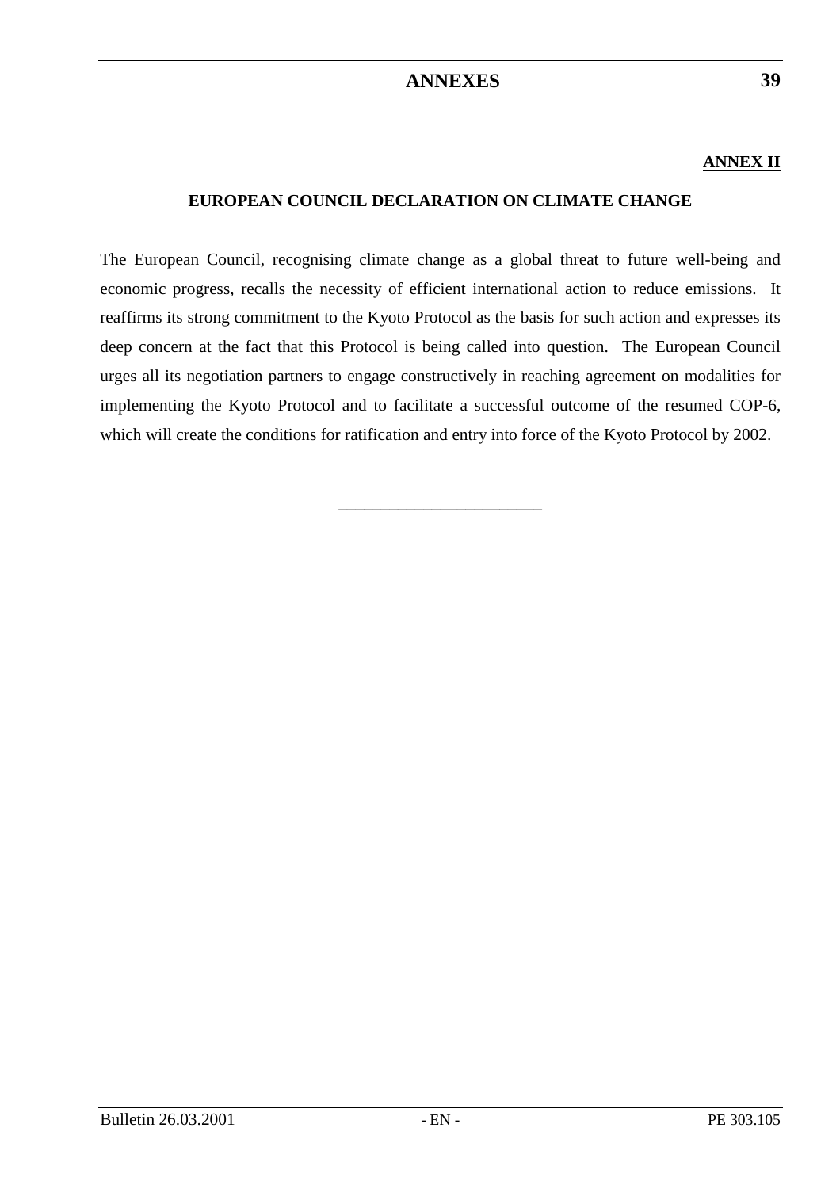**ANNEX II**

## EUROPEAN COUNCIL DECLARATION ON CLIMATE CHANGE

The European Council, recognising climate change as a global threat to future well-being and economic progress, recalls the necessity of efficient international action to reduce emissions. It reaffirms its strong commitment to the Kyoto Protocol as the basis for such action and expresses its deep concern at the fact that this Protocol is being called into question. The European Council urges all its negotiation partners to engage constructively in reaching agreement on modalities for implementing the Kyoto Protocol and to facilitate a successful outcome of the resumed COP-6, which will create the conditions for ratification and entry into force of the Kyoto Protocol by 2002.

________________________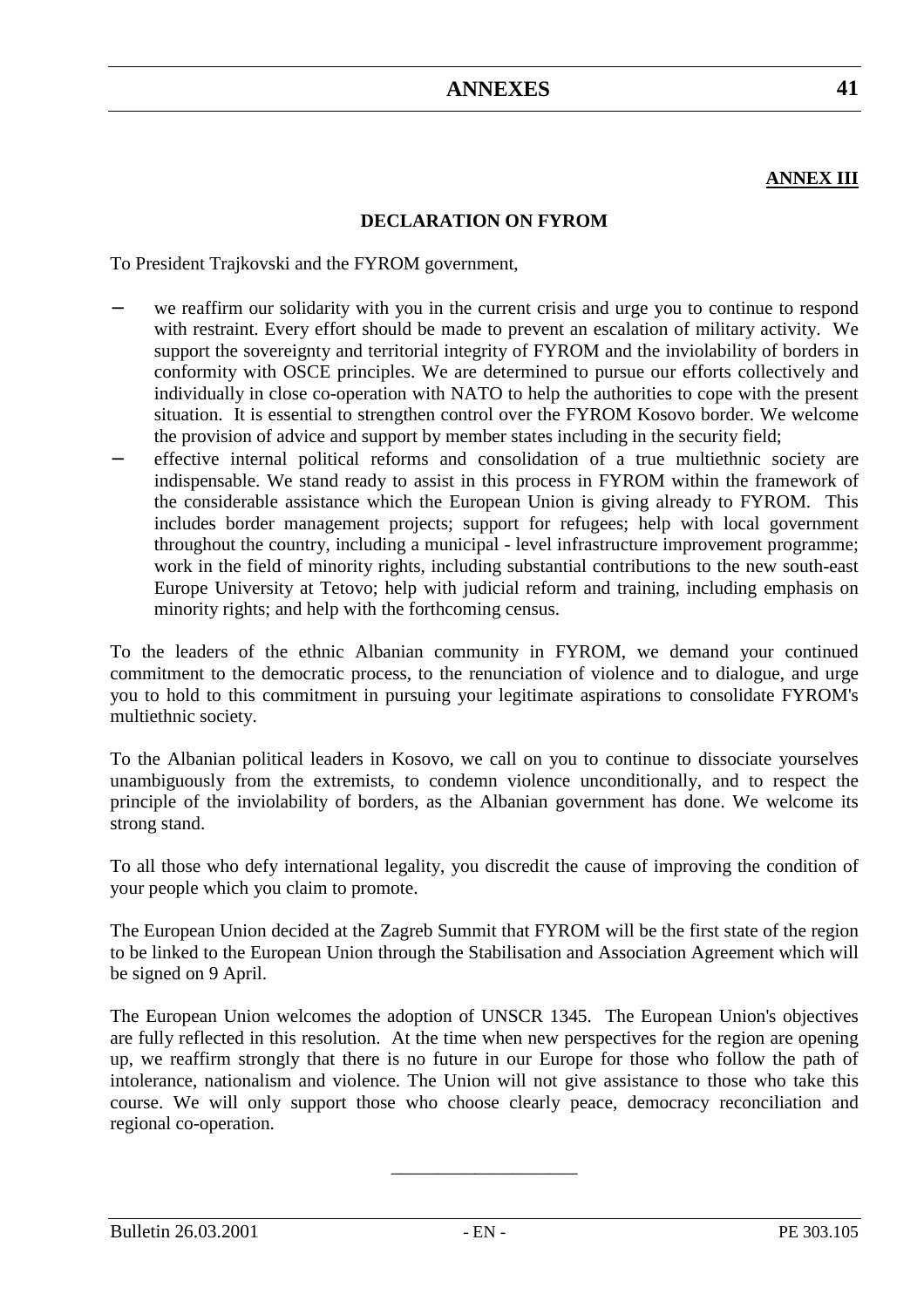**ANNEX III**

## DECLARATION ON FYROM

To President Trajkovski and the FYROM government,

- we reaffirm our solidarity with you in the current crisis and urge you to continue to respond with restraint. Every effort should be made to prevent an escalation of military activity. We support the sovereignty and territorial integrity of FYROM and the inviolability of borders in conformity with OSCE principles. We are determined to pursue our efforts collectively and individually in close co-operation with NATO to help the authorities to cope with the present situation. It is essential to strengthen control over the FYROM Kosovo border. We welcome the provision of advice and support by member states including in the security field;
- effective internal political reforms and consolidation of a true multiethnic society are indispensable. We stand ready to assist in this process in FYROM within the framework of the considerable assistance which the European Union is giving already to FYROM. This includes border management projects; support for refugees; help with local government throughout the country, including a municipal - level infrastructure improvement programme; work in the field of minority rights, including substantial contributions to the new south-east Europe University at Tetovo; help with judicial reform and training, including emphasis on minority rights; and help with the forthcoming census.

To the leaders of the ethnic Albanian community in FYROM, we demand your continued commitment to the democratic process, to the renunciation of violence and to dialogue, and urge you to hold to this commitment in pursuing your legitimate aspirations to consolidate FYROM's multiethnic society.

To the Albanian political leaders in Kosovo, we call on you to continue to dissociate yourselves unambiguously from the extremists, to condemn violence unconditionally, and to respect the principle of the inviolability of borders, as the Albanian government has done. We welcome its strong stand.

To all those who defy international legality, you discredit the cause of improving the condition of your people which you claim to promote.

The European Union decided at the Zagreb Summit that FYROM will be the first state of the region to be linked to the European Union through the Stabilisation and Association Agreement which will be signed on 9 April.

The European Union welcomes the adoption of UNSCR 1345. The European Union's objectives are fully reflected in this resolution. At the time when new perspectives for the region are opening up, we reaffirm strongly that there is no future in our Europe for those who follow the path of intolerance, nationalism and violence. The Union will not give assistance to those who take this course. We will only support those who choose clearly peace, democracy reconciliation and regional co-operation.

\_\_\_\_\_\_\_\_\_\_\_\_\_\_\_\_\_\_\_\_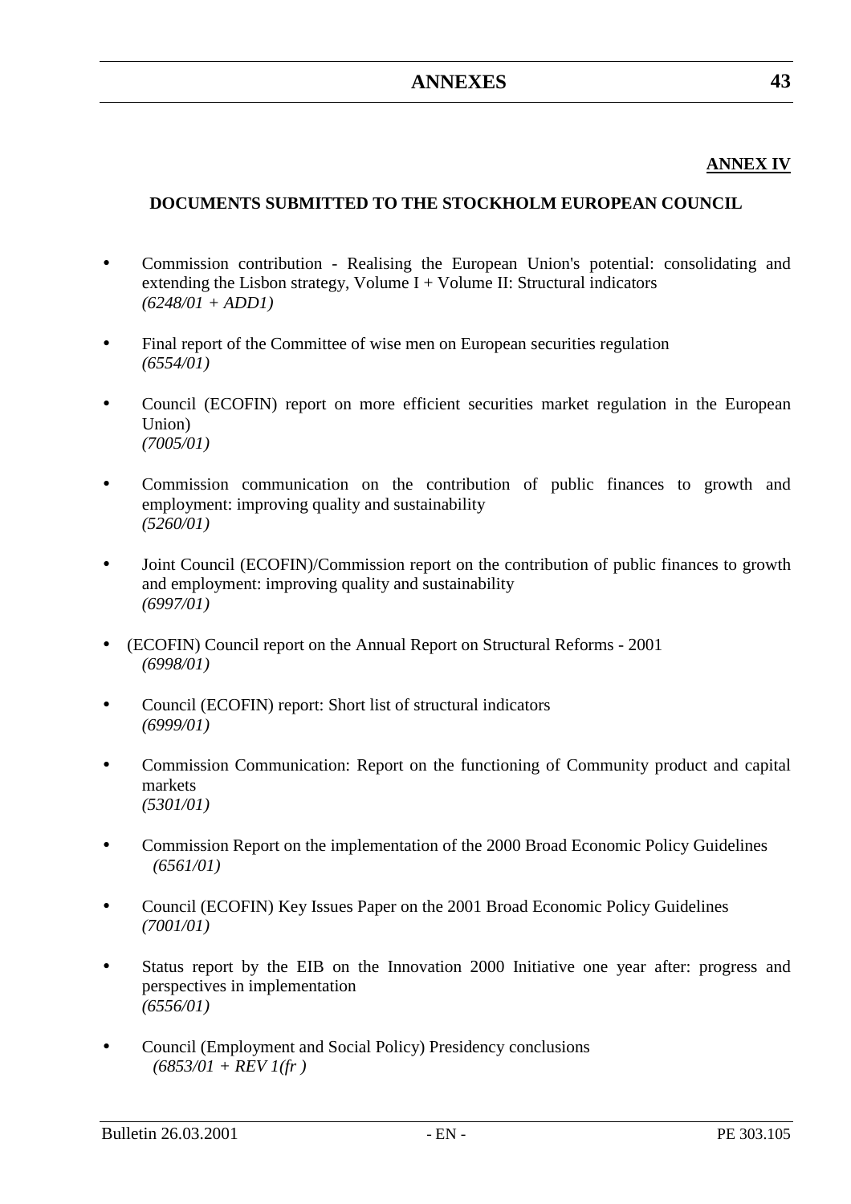**ANNEX IV**

## DOCUMENTS SUBMITTED TO THE STOCKHOLM EUROPEAN COUNCIL

- Commission contribution - Realising the European Union's potential: consolidating and extending the Lisbon strategy, Volume I + Volume II: Structural indicators
  *(6248/01 + ADD1)*

- Final report of the Committee of wise men on European securities regulation
  *(6554/01)*

- Council (ECOFIN) report on more efficient securities market regulation in the European Union)
  *(7005/01)*

- Commission communication on the contribution of public finances to growth and employment: improving quality and sustainability
  *(5260/01)*

- Joint Council (ECOFIN)/Commission report on the contribution of public finances to growth and employment: improving quality and sustainability
  *(6997/01)*

- (ECOFIN) Council report on the Annual Report on Structural Reforms - 2001
  *(6998/01)*

- Council (ECOFIN) report: Short list of structural indicators
  *(6999/01)*

- Commission Communication: Report on the functioning of Community product and capital markets
  *(5301/01)*

- Commission Report on the implementation of the 2000 Broad Economic Policy Guidelines
  *(6561/01)*

- Council (ECOFIN) Key Issues Paper on the 2001 Broad Economic Policy Guidelines
  *(7001/01)*

- Status report by the EIB on the Innovation 2000 Initiative one year after: progress and perspectives in implementation
  *(6556/01)*

- Council (Employment and Social Policy) Presidency conclusions
  *(6853/01 + REV 1(fr )*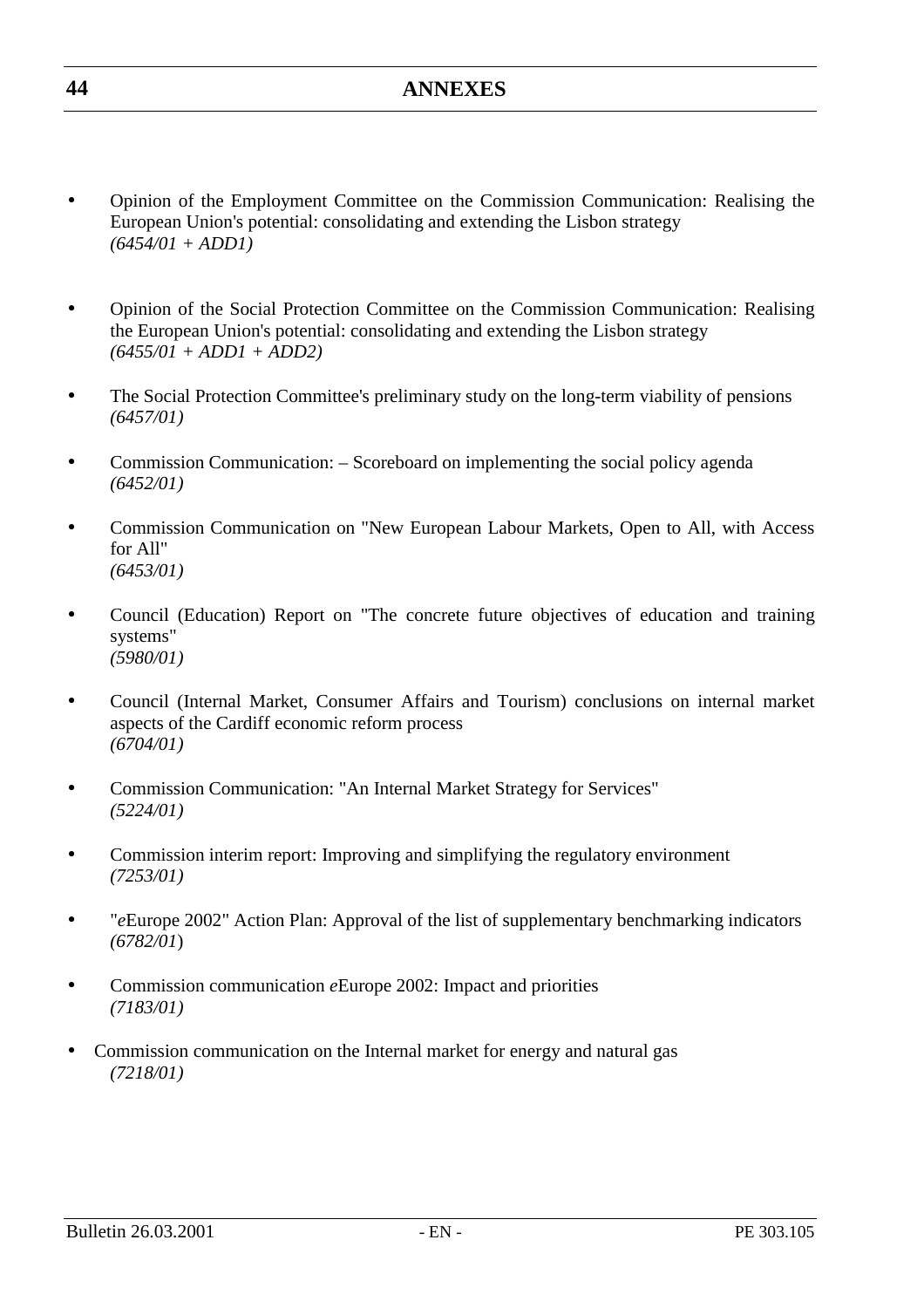- Opinion of the Employment Committee on the Commission Communication: Realising the European Union's potential: consolidating and extending the Lisbon strategy
  *(6454/01 + ADD1)*

- Opinion of the Social Protection Committee on the Commission Communication: Realising the European Union's potential: consolidating and extending the Lisbon strategy
  *(6455/01 + ADD1 + ADD2)*

- The Social Protection Committee's preliminary study on the long-term viability of pensions
  *(6457/01)*

- Commission Communication: – Scoreboard on implementing the social policy agenda
  *(6452/01)*

- Commission Communication on "New European Labour Markets, Open to All, with Access for All"
  *(6453/01)*

- Council (Education) Report on "The concrete future objectives of education and training systems"
  *(5980/01)*

- Council (Internal Market, Consumer Affairs and Tourism) conclusions on internal market aspects of the Cardiff economic reform process
  *(6704/01)*

- Commission Communication: "An Internal Market Strategy for Services"
  *(5224/01)*

- Commission interim report: Improving and simplifying the regulatory environment
  *(7253/01)*

- "*e*Europe 2002" Action Plan: Approval of the list of supplementary benchmarking indicators
  *(6782/01)*

- Commission communication *e*Europe 2002: Impact and priorities
  *(7183/01)*

- Commission communication on the Internal market for energy and natural gas
  *(7218/01)*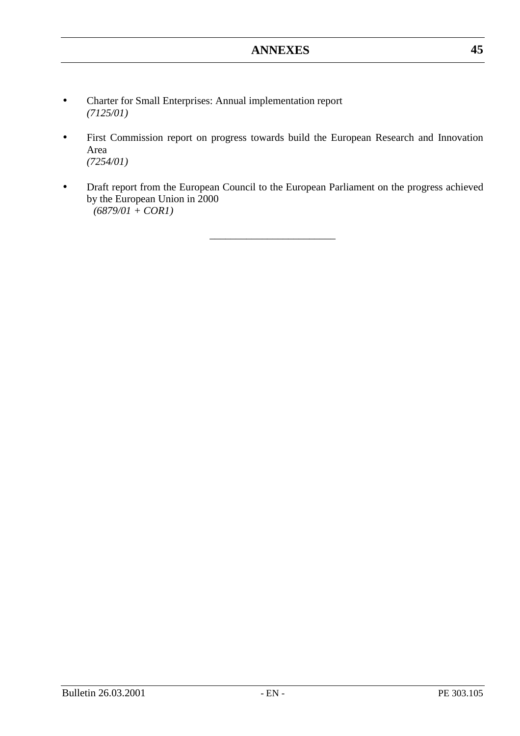- Charter for Small Enterprises: Annual implementation report
  *(7125/01)*

- First Commission report on progress towards build the European Research and Innovation Area
  *(7254/01)*

- Draft report from the European Council to the European Parliament on the progress achieved by the European Union in 2000
  *(6879/01 + COR1)*

---